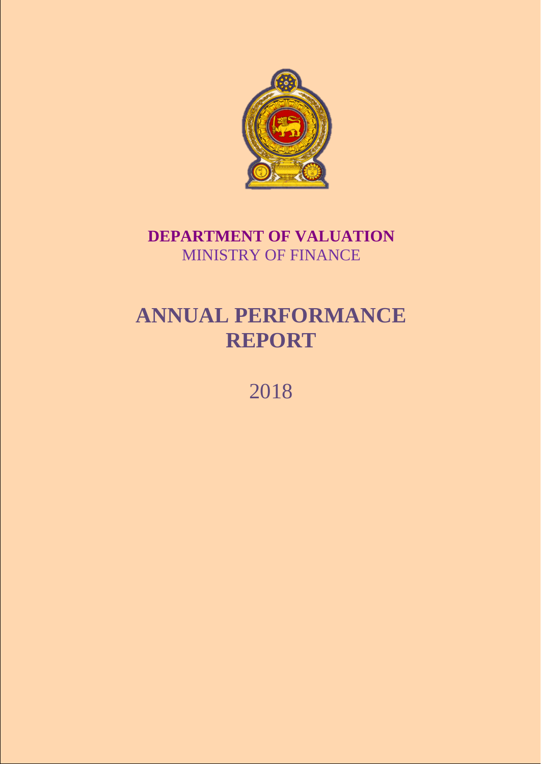**DEPARTMENT OF VALUATION**

MINISTRY OF FINANCE

# ANNUAL PERFORMANCE REPORT

2018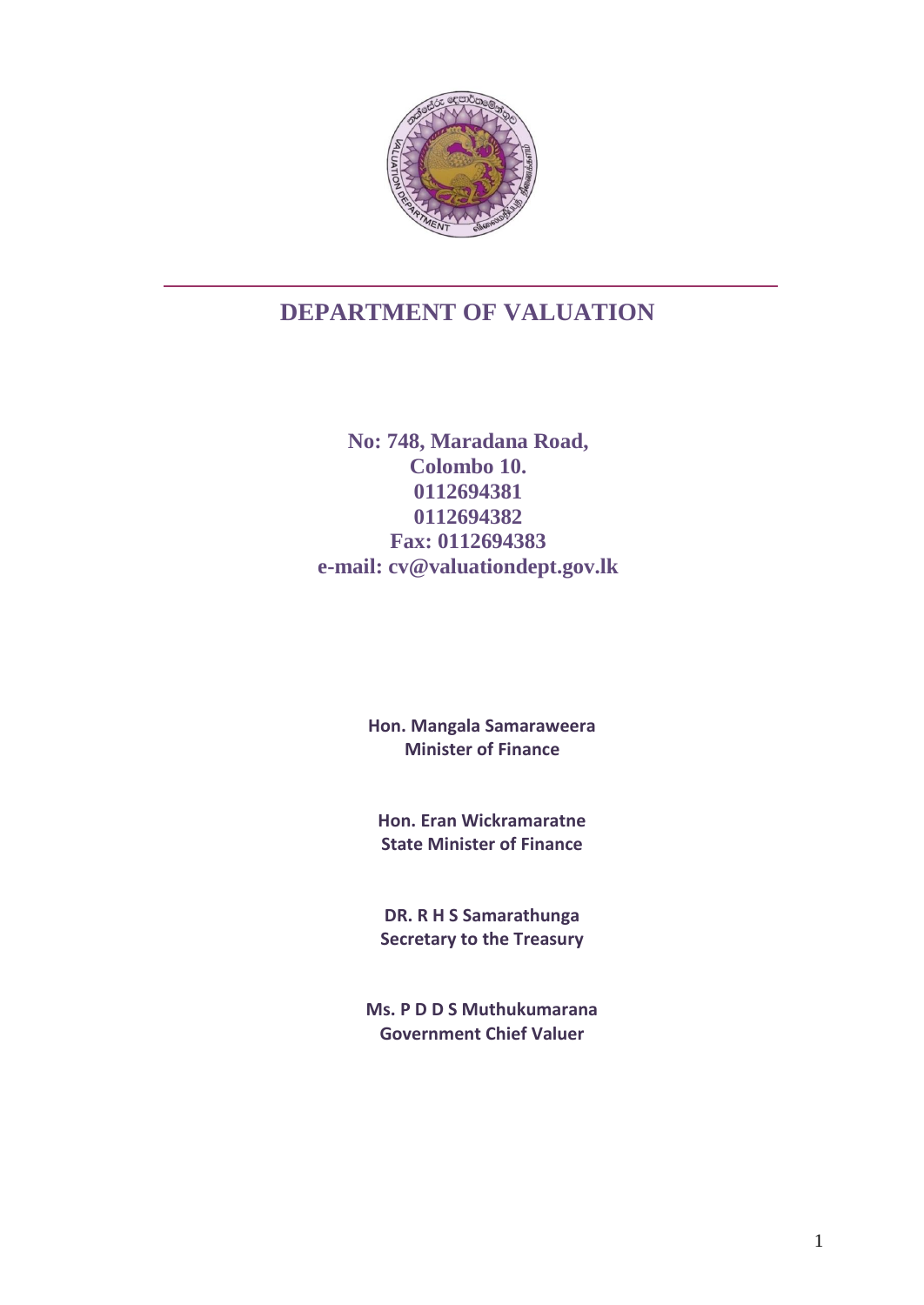# DEPARTMENT OF VALUATION

**No: 748, Maradana Road,**
**Colombo 10.**
**0112694381**
**0112694382**
**Fax: 0112694383**
**e-mail: cv@valuationdept.gov.lk**

**Hon. Mangala Samaraweera**
**Minister of Finance**

**Hon. Eran Wickramaratne**
**State Minister of Finance**

**DR. R H S Samarathunga**
**Secretary to the Treasury**

**Ms. P D D S Muthukumarana**
**Government Chief Valuer**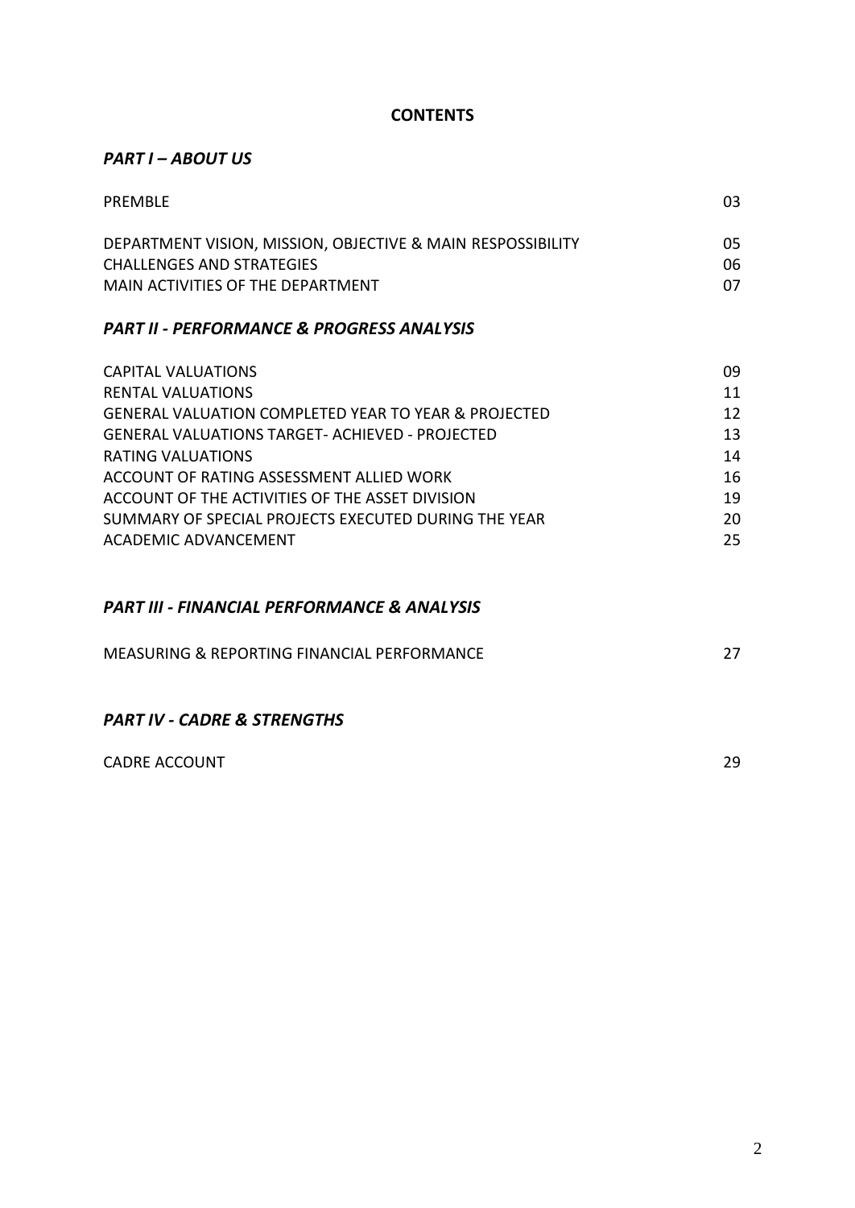**CONTENTS**

***PART I – ABOUT US***

| | |
|---|---|
| PREMBLE | 03 |
| DEPARTMENT VISION, MISSION, OBJECTIVE & MAIN RESPOSSIBILITY | 05 |
| CHALLENGES AND STRATEGIES | 06 |
| MAIN ACTIVITIES OF THE DEPARTMENT | 07 |

***PART II - PERFORMANCE & PROGRESS ANALYSIS***

| | |
|---|---|
| CAPITAL VALUATIONS | 09 |
| RENTAL VALUATIONS | 11 |
| GENERAL VALUATION COMPLETED YEAR TO YEAR & PROJECTED | 12 |
| GENERAL VALUATIONS TARGET- ACHIEVED - PROJECTED | 13 |
| RATING VALUATIONS | 14 |
| ACCOUNT OF RATING ASSESSMENT ALLIED WORK | 16 |
| ACCOUNT OF THE ACTIVITIES OF THE ASSET DIVISION | 19 |
| SUMMARY OF SPECIAL PROJECTS EXECUTED DURING THE YEAR | 20 |
| ACADEMIC ADVANCEMENT | 25 |

***PART III - FINANCIAL PERFORMANCE & ANALYSIS***

| | |
|---|---|
| MEASURING & REPORTING FINANCIAL PERFORMANCE | 27 |

***PART IV - CADRE & STRENGTHS***

| | |
|---|---|
| CADRE ACCOUNT | 29 |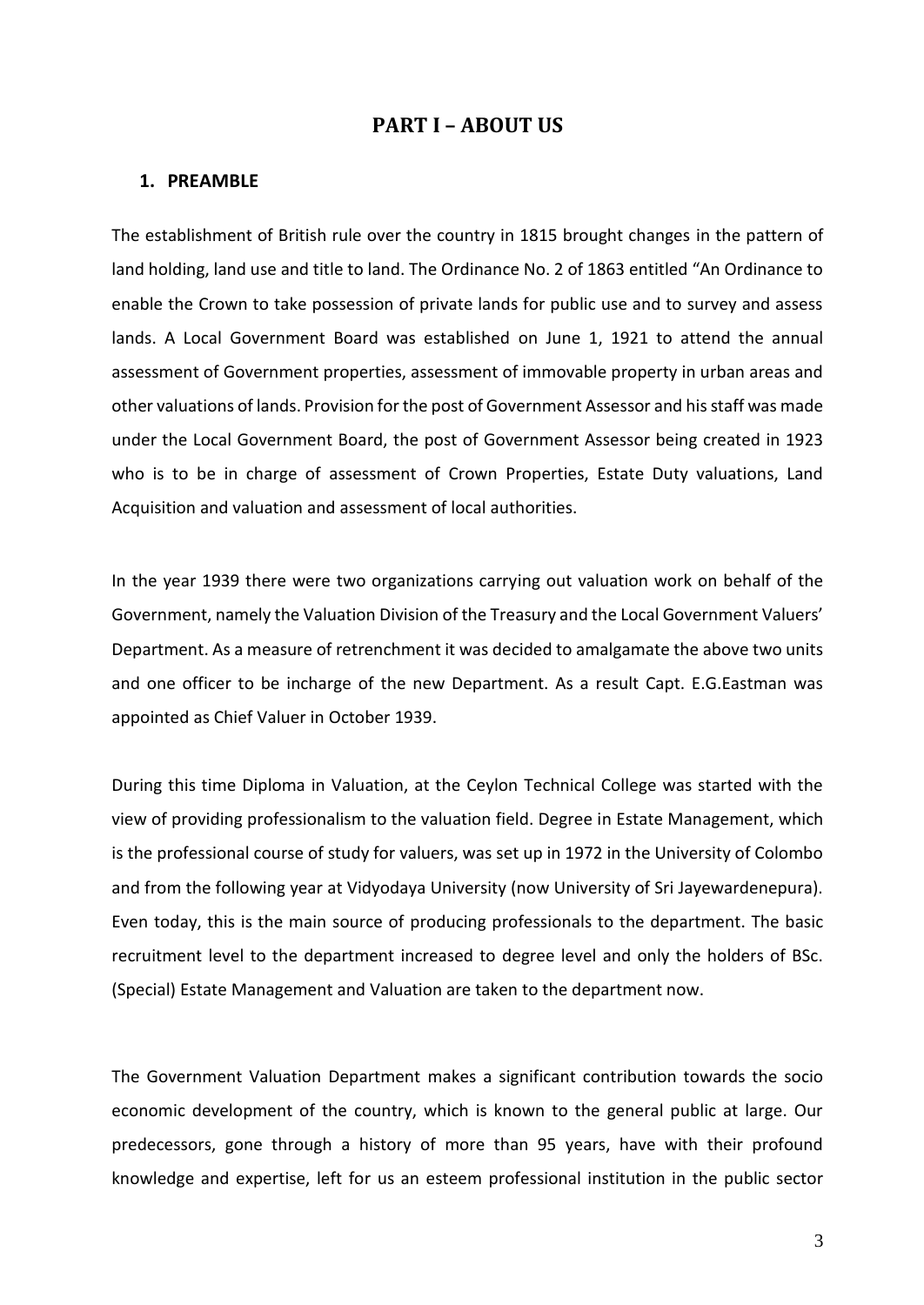# PART I – ABOUT US

## 1. PREAMBLE

The establishment of British rule over the country in 1815 brought changes in the pattern of land holding, land use and title to land. The Ordinance No. 2 of 1863 entitled "An Ordinance to enable the Crown to take possession of private lands for public use and to survey and assess lands. A Local Government Board was established on June 1, 1921 to attend the annual assessment of Government properties, assessment of immovable property in urban areas and other valuations of lands. Provision for the post of Government Assessor and his staff was made under the Local Government Board, the post of Government Assessor being created in 1923 who is to be in charge of assessment of Crown Properties, Estate Duty valuations, Land Acquisition and valuation and assessment of local authorities.

In the year 1939 there were two organizations carrying out valuation work on behalf of the Government, namely the Valuation Division of the Treasury and the Local Government Valuers' Department. As a measure of retrenchment it was decided to amalgamate the above two units and one officer to be incharge of the new Department. As a result Capt. E.G.Eastman was appointed as Chief Valuer in October 1939.

During this time Diploma in Valuation, at the Ceylon Technical College was started with the view of providing professionalism to the valuation field. Degree in Estate Management, which is the professional course of study for valuers, was set up in 1972 in the University of Colombo and from the following year at Vidyodaya University (now University of Sri Jayewardenepura). Even today, this is the main source of producing professionals to the department. The basic recruitment level to the department increased to degree level and only the holders of BSc. (Special) Estate Management and Valuation are taken to the department now.

The Government Valuation Department makes a significant contribution towards the socio economic development of the country, which is known to the general public at large. Our predecessors, gone through a history of more than 95 years, have with their profound knowledge and expertise, left for us an esteem professional institution in the public sector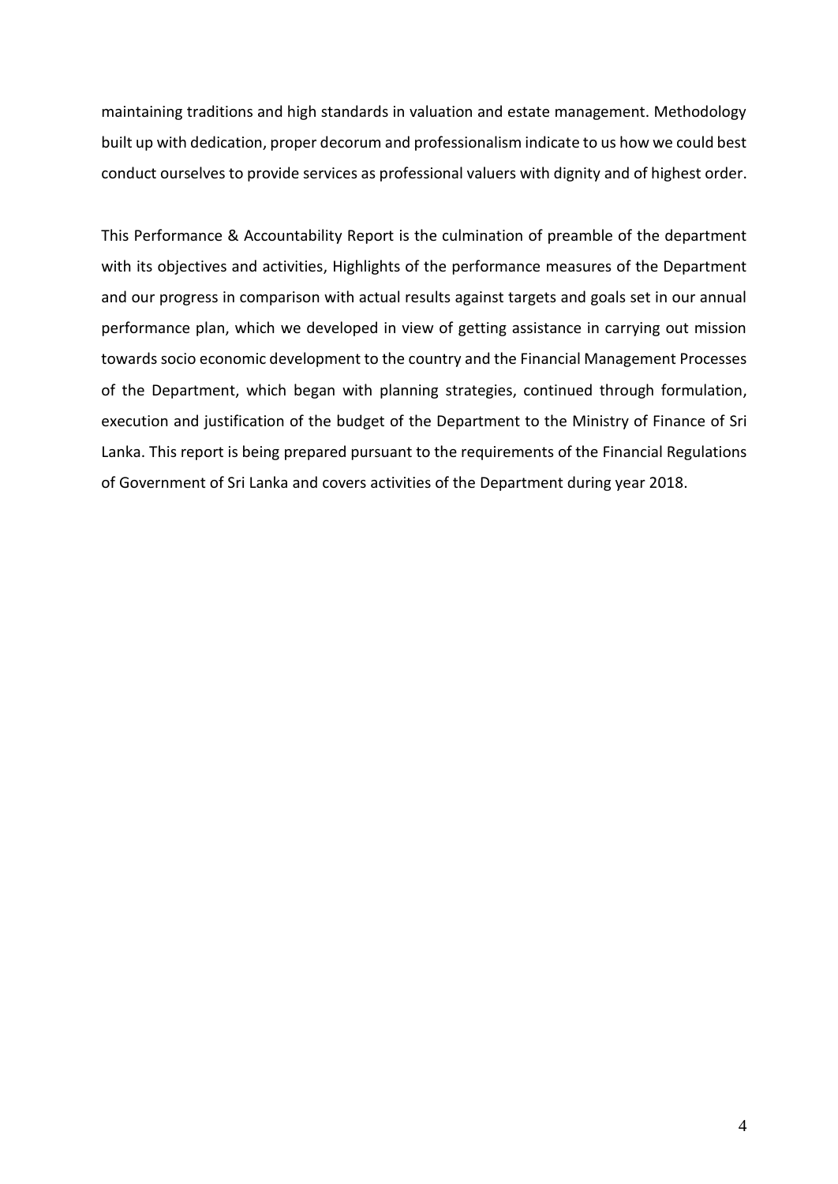maintaining traditions and high standards in valuation and estate management. Methodology built up with dedication, proper decorum and professionalism indicate to us how we could best conduct ourselves to provide services as professional valuers with dignity and of highest order.

This Performance & Accountability Report is the culmination of preamble of the department with its objectives and activities, Highlights of the performance measures of the Department and our progress in comparison with actual results against targets and goals set in our annual performance plan, which we developed in view of getting assistance in carrying out mission towards socio economic development to the country and the Financial Management Processes of the Department, which began with planning strategies, continued through formulation, execution and justification of the budget of the Department to the Ministry of Finance of Sri Lanka. This report is being prepared pursuant to the requirements of the Financial Regulations of Government of Sri Lanka and covers activities of the Department during year 2018.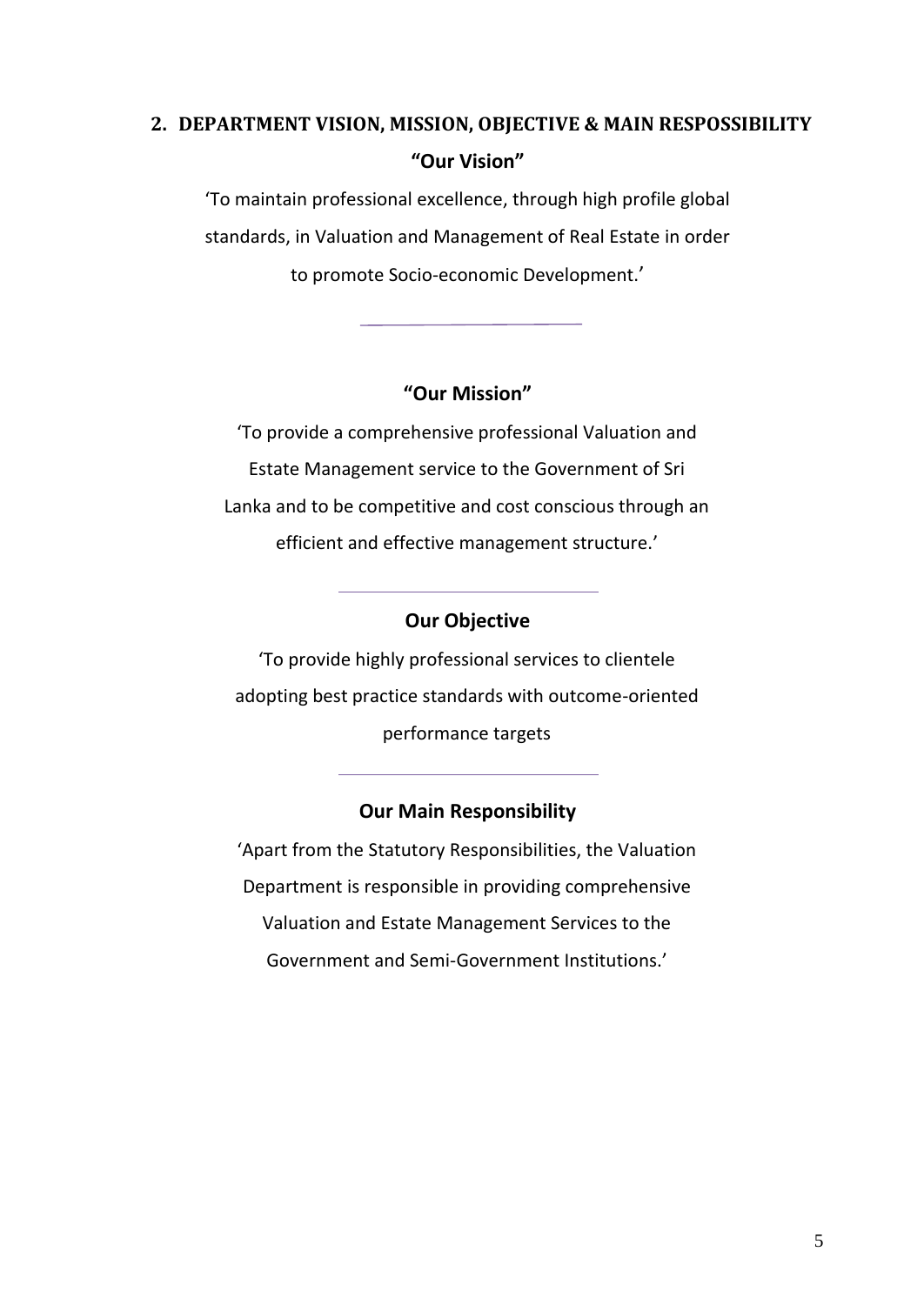## 2. DEPARTMENT VISION, MISSION, OBJECTIVE & MAIN RESPOSSIBILITY

### "Our Vision"

'To maintain professional excellence, through high profile global standards, in Valuation and Management of Real Estate in order to promote Socio-economic Development.'

---

### "Our Mission"

'To provide a comprehensive professional Valuation and Estate Management service to the Government of Sri Lanka and to be competitive and cost conscious through an efficient and effective management structure.'

---

### Our Objective

'To provide highly professional services to clientele adopting best practice standards with outcome-oriented performance targets

---

### Our Main Responsibility

'Apart from the Statutory Responsibilities, the Valuation Department is responsible in providing comprehensive Valuation and Estate Management Services to the Government and Semi-Government Institutions.'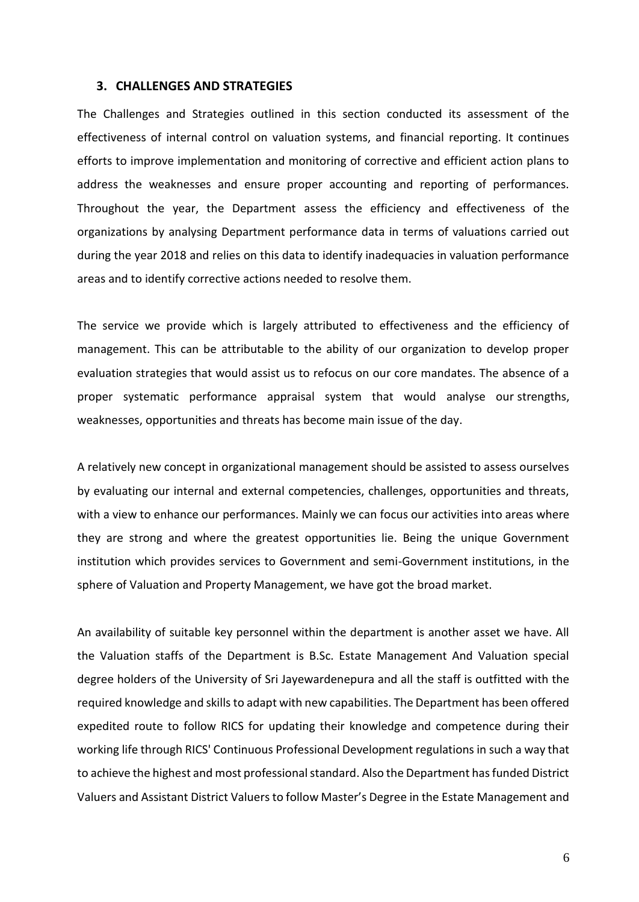## 3. CHALLENGES AND STRATEGIES

The Challenges and Strategies outlined in this section conducted its assessment of the effectiveness of internal control on valuation systems, and financial reporting. It continues efforts to improve implementation and monitoring of corrective and efficient action plans to address the weaknesses and ensure proper accounting and reporting of performances. Throughout the year, the Department assess the efficiency and effectiveness of the organizations by analysing Department performance data in terms of valuations carried out during the year 2018 and relies on this data to identify inadequacies in valuation performance areas and to identify corrective actions needed to resolve them.

The service we provide which is largely attributed to effectiveness and the efficiency of management. This can be attributable to the ability of our organization to develop proper evaluation strategies that would assist us to refocus on our core mandates. The absence of a proper systematic performance appraisal system that would analyse our strengths, weaknesses, opportunities and threats has become main issue of the day.

A relatively new concept in organizational management should be assisted to assess ourselves by evaluating our internal and external competencies, challenges, opportunities and threats, with a view to enhance our performances. Mainly we can focus our activities into areas where they are strong and where the greatest opportunities lie. Being the unique Government institution which provides services to Government and semi-Government institutions, in the sphere of Valuation and Property Management, we have got the broad market.

An availability of suitable key personnel within the department is another asset we have. All the Valuation staffs of the Department is B.Sc. Estate Management And Valuation special degree holders of the University of Sri Jayewardenepura and all the staff is outfitted with the required knowledge and skills to adapt with new capabilities. The Department has been offered expedited route to follow RICS for updating their knowledge and competence during their working life through RICS' Continuous Professional Development regulations in such a way that to achieve the highest and most professional standard. Also the Department has funded District Valuers and Assistant District Valuers to follow Master's Degree in the Estate Management and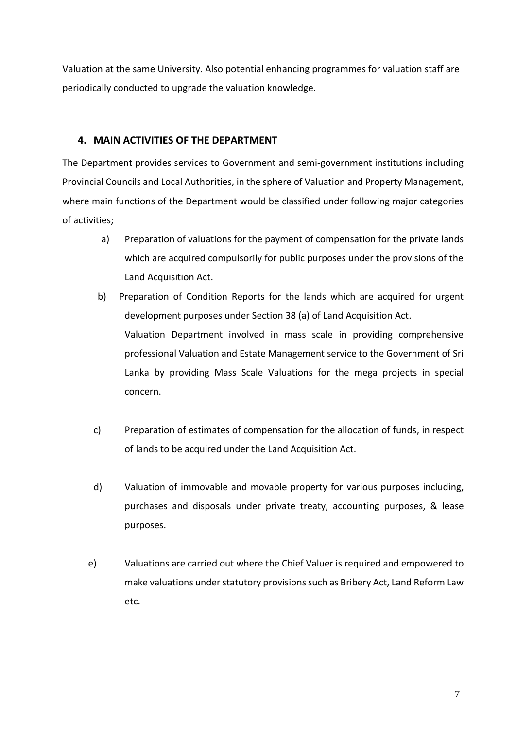Valuation at the same University. Also potential enhancing programmes for valuation staff are periodically conducted to upgrade the valuation knowledge.

## 4. MAIN ACTIVITIES OF THE DEPARTMENT

The Department provides services to Government and semi-government institutions including Provincial Councils and Local Authorities, in the sphere of Valuation and Property Management, where main functions of the Department would be classified under following major categories of activities;

a) Preparation of valuations for the payment of compensation for the private lands which are acquired compulsorily for public purposes under the provisions of the Land Acquisition Act.

b) Preparation of Condition Reports for the lands which are acquired for urgent development purposes under Section 38 (a) of Land Acquisition Act.
Valuation Department involved in mass scale in providing comprehensive professional Valuation and Estate Management service to the Government of Sri Lanka by providing Mass Scale Valuations for the mega projects in special concern.

c) Preparation of estimates of compensation for the allocation of funds, in respect of lands to be acquired under the Land Acquisition Act.

d) Valuation of immovable and movable property for various purposes including, purchases and disposals under private treaty, accounting purposes, & lease purposes.

e) Valuations are carried out where the Chief Valuer is required and empowered to make valuations under statutory provisions such as Bribery Act, Land Reform Law etc.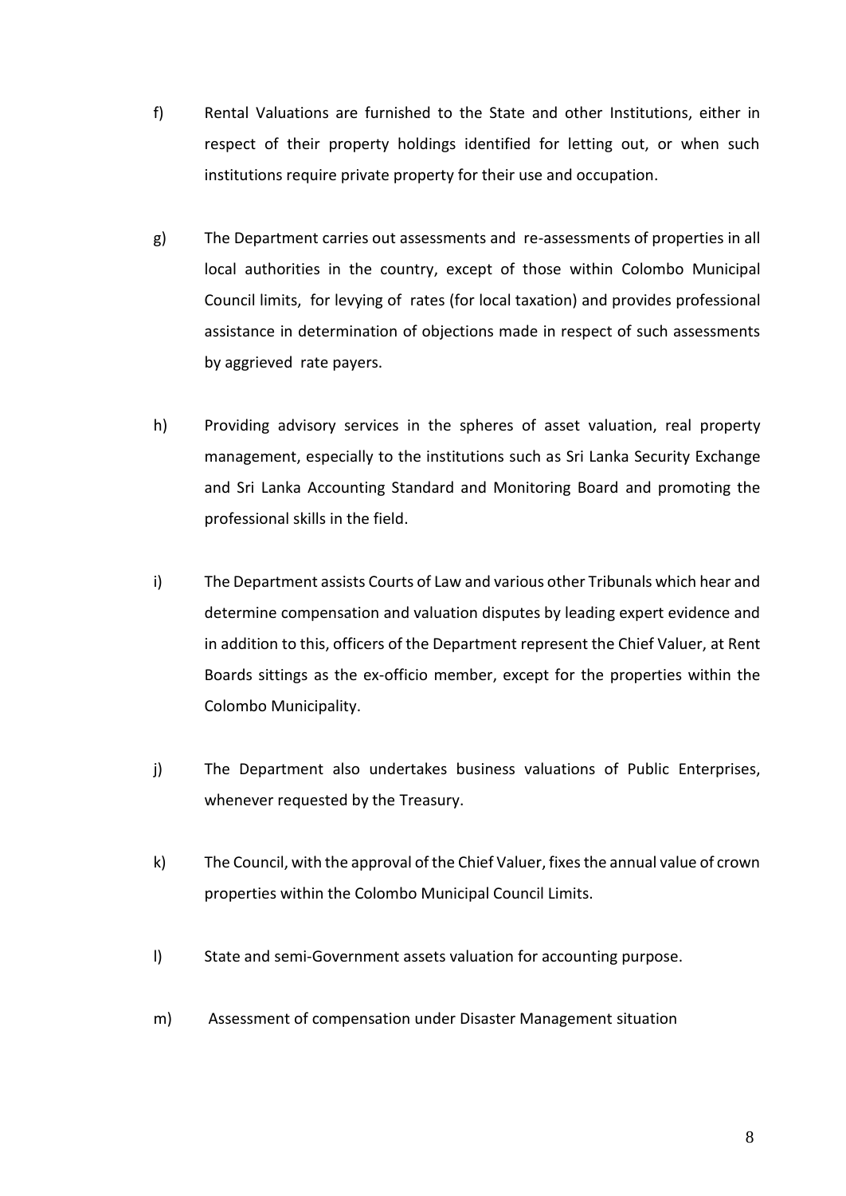f) Rental Valuations are furnished to the State and other Institutions, either in respect of their property holdings identified for letting out, or when such institutions require private property for their use and occupation.

g) The Department carries out assessments and re-assessments of properties in all local authorities in the country, except of those within Colombo Municipal Council limits, for levying of rates (for local taxation) and provides professional assistance in determination of objections made in respect of such assessments by aggrieved rate payers.

h) Providing advisory services in the spheres of asset valuation, real property management, especially to the institutions such as Sri Lanka Security Exchange and Sri Lanka Accounting Standard and Monitoring Board and promoting the professional skills in the field.

i) The Department assists Courts of Law and various other Tribunals which hear and determine compensation and valuation disputes by leading expert evidence and in addition to this, officers of the Department represent the Chief Valuer, at Rent Boards sittings as the ex-officio member, except for the properties within the Colombo Municipality.

j) The Department also undertakes business valuations of Public Enterprises, whenever requested by the Treasury.

k) The Council, with the approval of the Chief Valuer, fixes the annual value of crown properties within the Colombo Municipal Council Limits.

l) State and semi-Government assets valuation for accounting purpose.

m) Assessment of compensation under Disaster Management situation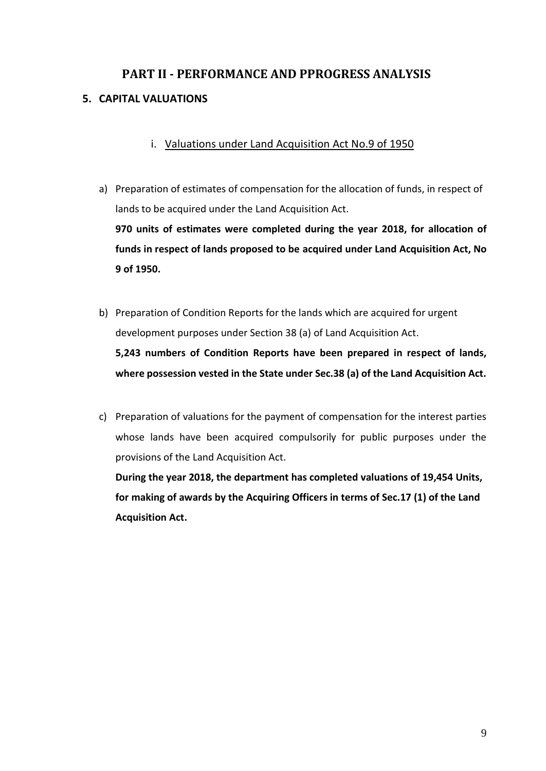# PART II - PERFORMANCE AND PPROGRESS ANALYSIS

## 5. CAPITAL VALUATIONS

### i. Valuations under Land Acquisition Act No.9 of 1950

a) Preparation of estimates of compensation for the allocation of funds, in respect of lands to be acquired under the Land Acquisition Act.
**970 units of estimates were completed during the year 2018, for allocation of funds in respect of lands proposed to be acquired under Land Acquisition Act, No 9 of 1950.**

b) Preparation of Condition Reports for the lands which are acquired for urgent development purposes under Section 38 (a) of Land Acquisition Act.
**5,243 numbers of Condition Reports have been prepared in respect of lands, where possession vested in the State under Sec.38 (a) of the Land Acquisition Act.**

c) Preparation of valuations for the payment of compensation for the interest parties whose lands have been acquired compulsorily for public purposes under the provisions of the Land Acquisition Act.
**During the year 2018, the department has completed valuations of 19,454 Units, for making of awards by the Acquiring Officers in terms of Sec.17 (1) of the Land Acquisition Act.**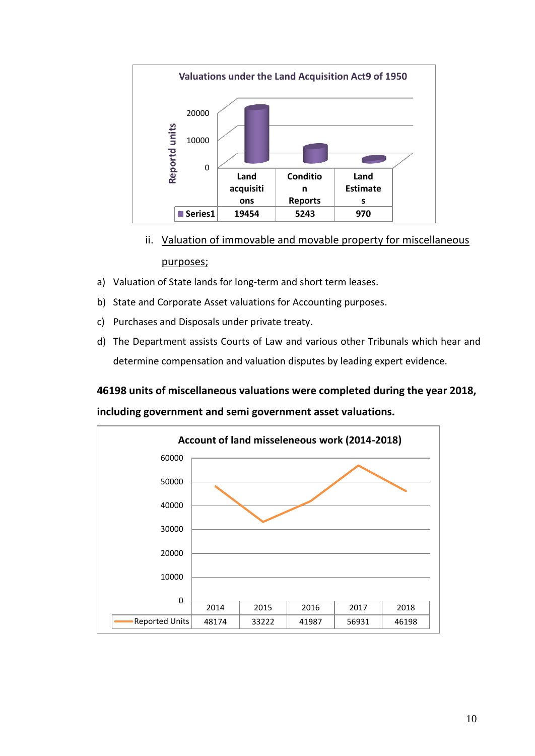**Valuations under the Land Acquisition Act9 of 1950**

| | Land acquisitions | Condition Reports | Land Estimates |
|---|---|---|---|
| Series1 | 19454 | 5243 | 970 |

ii. Valuation of immovable and movable property for miscellaneous purposes;

a) Valuation of State lands for long-term and short term leases.

b) State and Corporate Asset valuations for Accounting purposes.

c) Purchases and Disposals under private treaty.

d) The Department assists Courts of Law and various other Tribunals which hear and determine compensation and valuation disputes by leading expert evidence.

**46198 units of miscellaneous valuations were completed during the year 2018, including government and semi government asset valuations.**

**Account of land misseleneous work (2014-2018)**

| | 2014 | 2015 | 2016 | 2017 | 2018 |
|---|---|---|---|---|---|
| Reported Units | 48174 | 33222 | 41987 | 56931 | 46198 |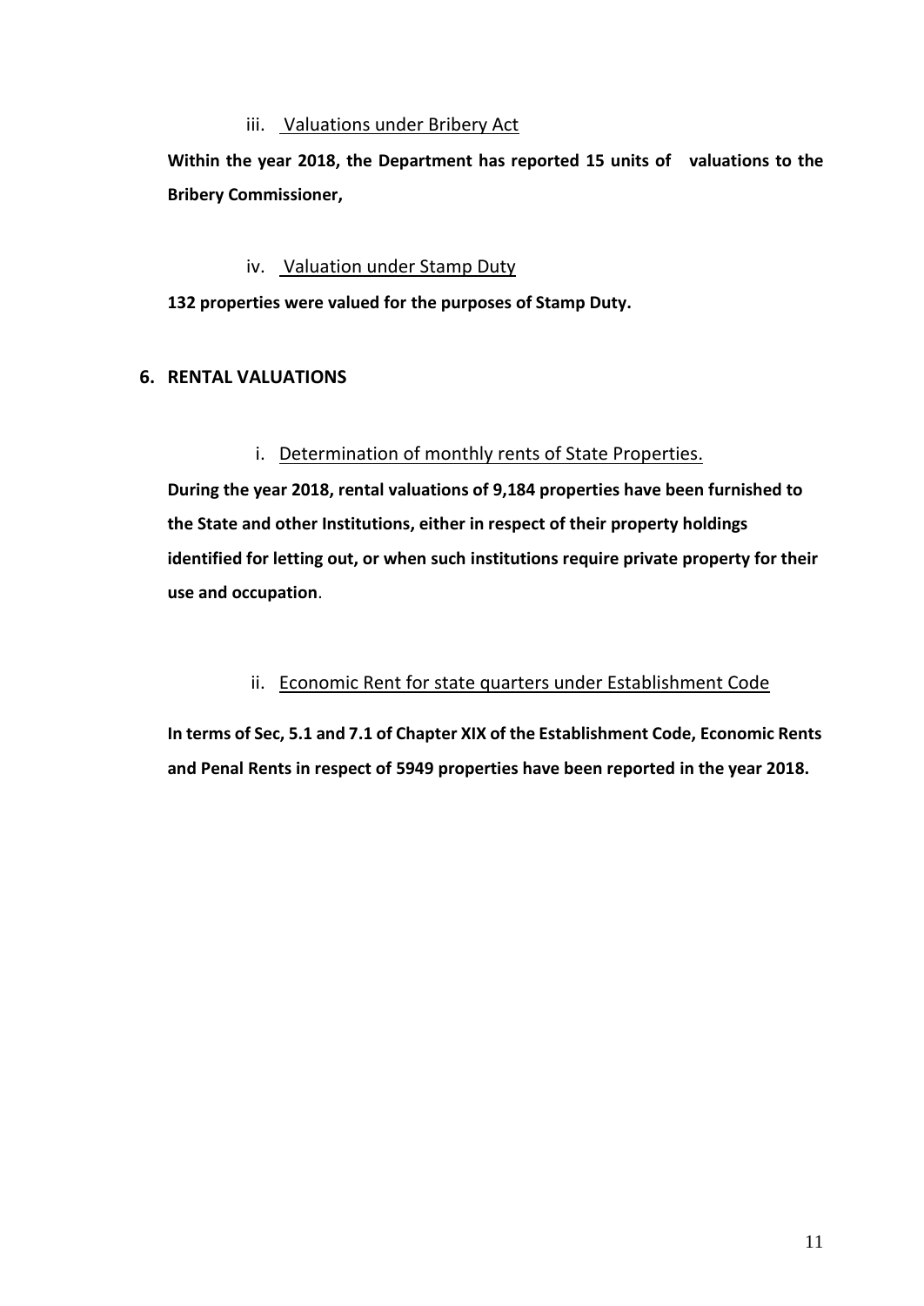iii. Valuations under Bribery Act

**Within the year 2018, the Department has reported 15 units of valuations to the Bribery Commissioner,**

iv. Valuation under Stamp Duty

**132 properties were valued for the purposes of Stamp Duty.**

## 6. RENTAL VALUATIONS

i. Determination of monthly rents of State Properties.

**During the year 2018, rental valuations of 9,184 properties have been furnished to the State and other Institutions, either in respect of their property holdings identified for letting out, or when such institutions require private property for their use and occupation**.

ii. Economic Rent for state quarters under Establishment Code

**In terms of Sec, 5.1 and 7.1 of Chapter XIX of the Establishment Code, Economic Rents and Penal Rents in respect of 5949 properties have been reported in the year 2018.**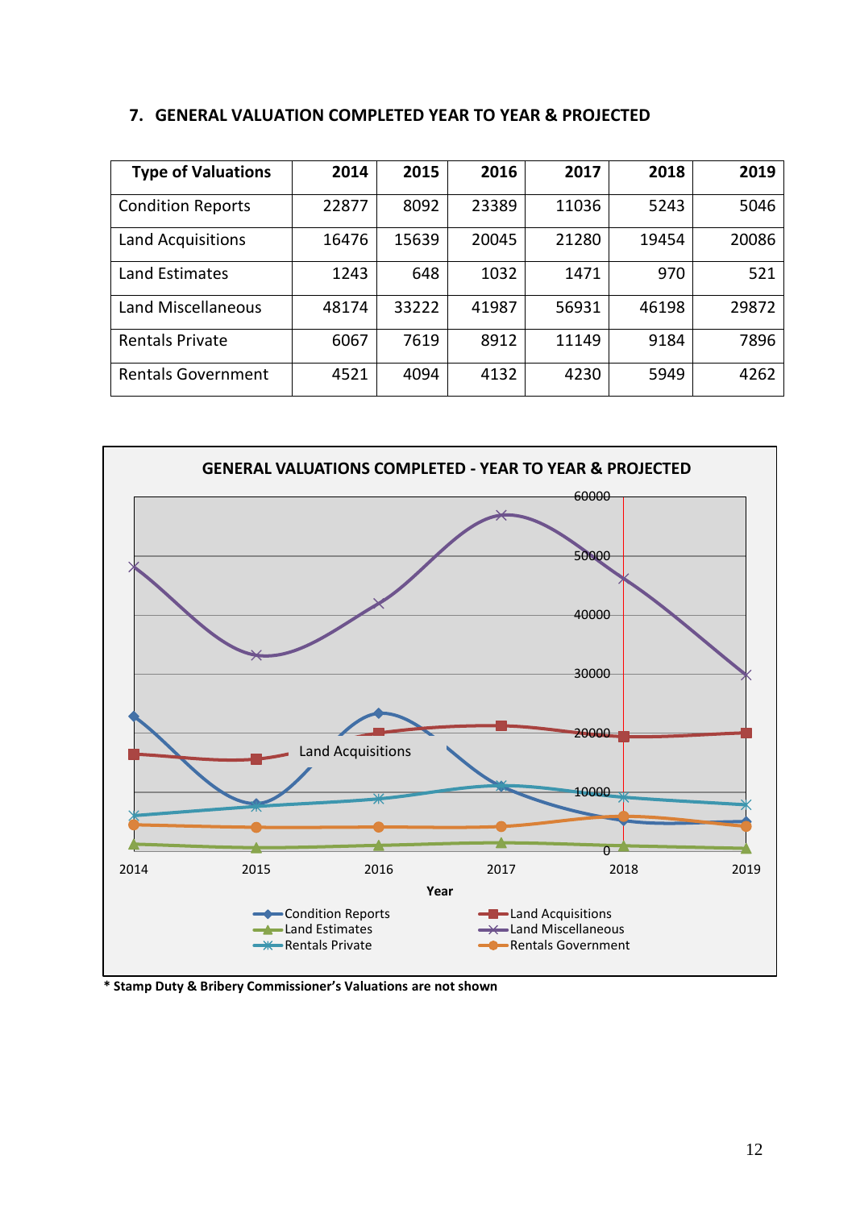## 7. GENERAL VALUATION COMPLETED YEAR TO YEAR & PROJECTED

| Type of Valuations | 2014 | 2015 | 2016 | 2017 | 2018 | 2019 |
|---|---|---|---|---|---|---|
| Condition Reports | 22877 | 8092 | 23389 | 11036 | 5243 | 5046 |
| Land Acquisitions | 16476 | 15639 | 20045 | 21280 | 19454 | 20086 |
| Land Estimates | 1243 | 648 | 1032 | 1471 | 970 | 521 |
| Land Miscellaneous | 48174 | 33222 | 41987 | 56931 | 46198 | 29872 |
| Rentals Private | 6067 | 7619 | 8912 | 11149 | 9184 | 7896 |
| Rentals Government | 4521 | 4094 | 4132 | 4230 | 5949 | 4262 |

**GENERAL VALUATIONS COMPLETED - YEAR TO YEAR & PROJECTED**

**\* Stamp Duty & Bribery Commissioner's Valuations are not shown**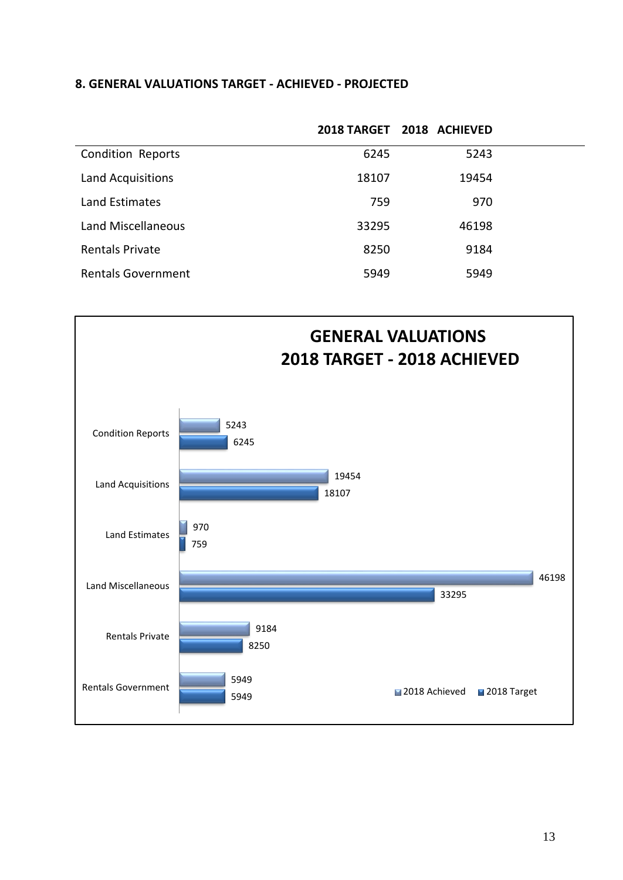## 8. GENERAL VALUATIONS TARGET - ACHIEVED - PROJECTED

| | 2018 TARGET | 2018 ACHIEVED |
|---|---|---|
| Condition Reports | 6245 | 5243 |
| Land Acquisitions | 18107 | 19454 |
| Land Estimates | 759 | 970 |
| Land Miscellaneous | 33295 | 46198 |
| Rentals Private | 8250 | 9184 |
| Rentals Government | 5949 | 5949 |

**GENERAL VALUATIONS**
**2018 TARGET - 2018 ACHIEVED**

| | 2018 Achieved | 2018 Target |
|---|---|---|
| Condition Reports | 5243 | 6245 |
| Land Acquisitions | 19454 | 18107 |
| Land Estimates | 970 | 759 |
| Land Miscellaneous | 46198 | 33295 |
| Rentals Private | 9184 | 8250 |
| Rentals Government | 5949 | 5949 |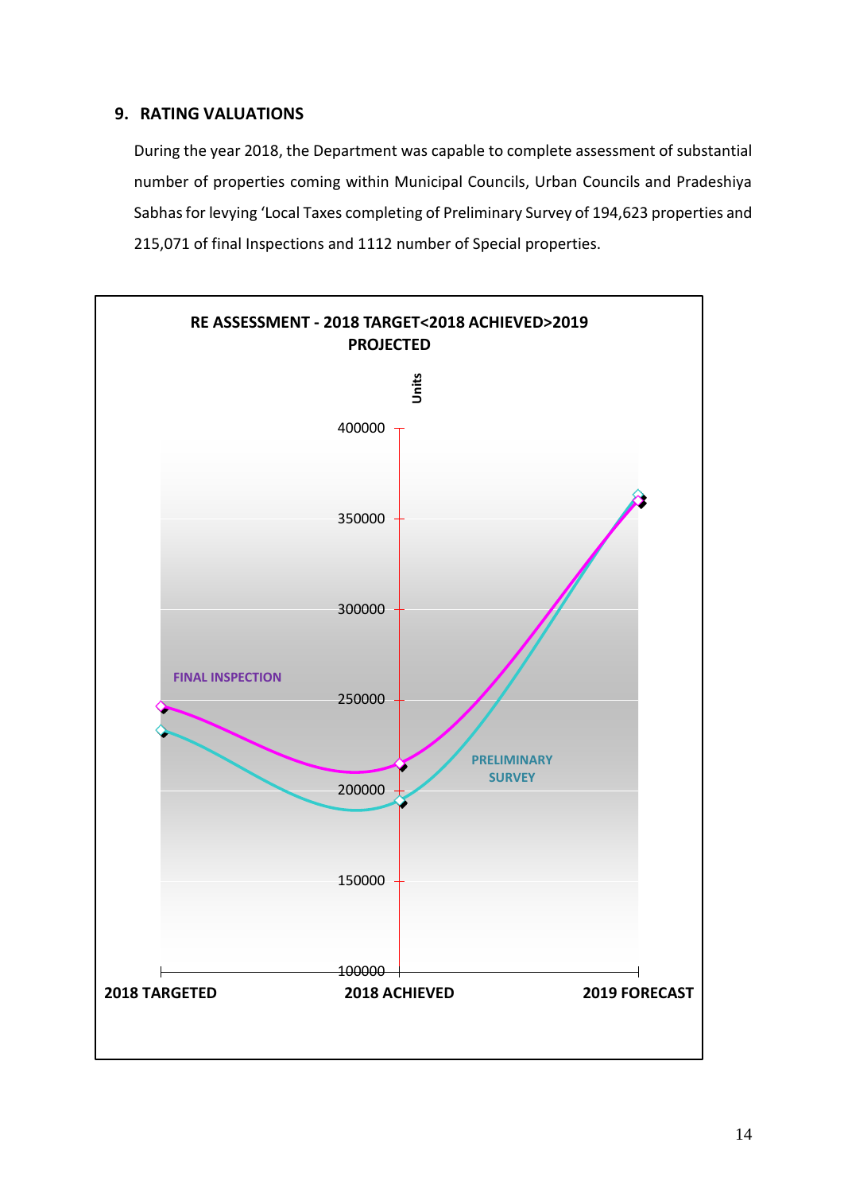## 9. RATING VALUATIONS

During the year 2018, the Department was capable to complete assessment of substantial number of properties coming within Municipal Councils, Urban Councils and Pradeshiya Sabhas for levying 'Local Taxes completing of Preliminary Survey of 194,623 properties and 215,071 of final Inspections and 1112 number of Special properties.

**RE ASSESSMENT - 2018 TARGET<2018 ACHIEVED>2019 PROJECTED**

Units

400000
350000
300000
250000
200000
150000
100000

FINAL INSPECTION

PRELIMINARY SURVEY

2018 TARGETED | 2018 ACHIEVED | 2019 FORECAST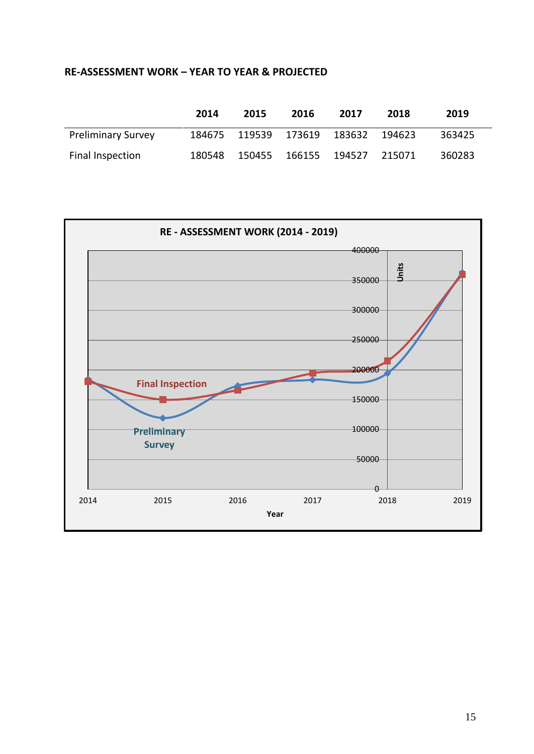**RE-ASSESSMENT WORK – YEAR TO YEAR & PROJECTED**

| | 2014 | 2015 | 2016 | 2017 | 2018 | 2019 |
|---|---|---|---|---|---|---|
| Preliminary Survey | 184675 | 119539 | 173619 | 183632 | 194623 | 363425 |
| Final Inspection | 180548 | 150455 | 166155 | 194527 | 215071 | 360283 |

**RE - ASSESSMENT WORK (2014 - 2019)**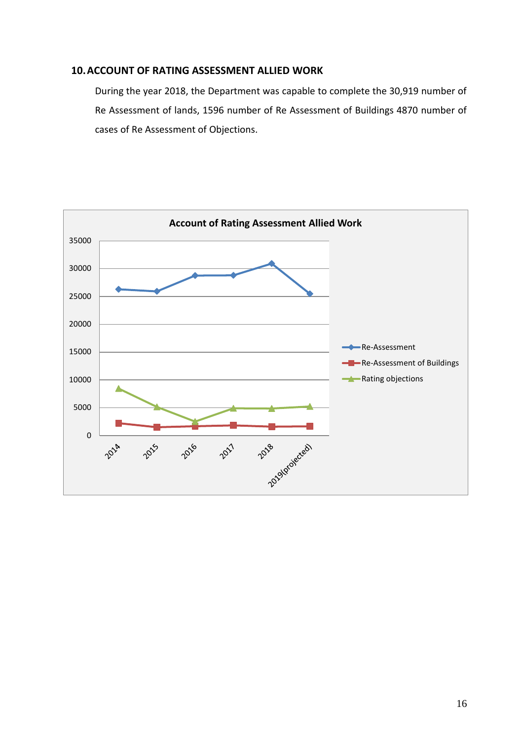## 10. ACCOUNT OF RATING ASSESSMENT ALLIED WORK

During the year 2018, the Department was capable to complete the 30,919 number of Re Assessment of lands, 1596 number of Re Assessment of Buildings 4870 number of cases of Re Assessment of Objections.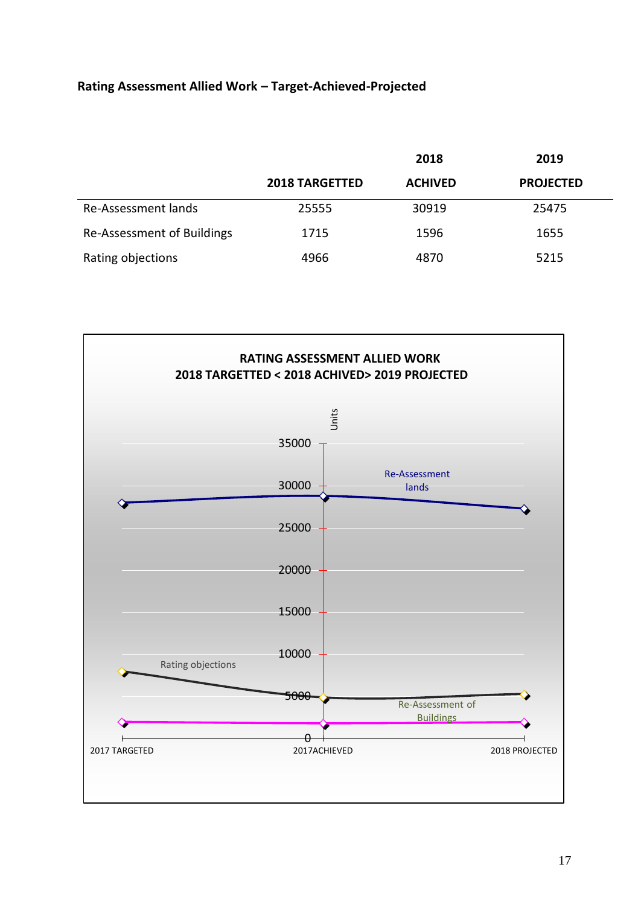**Rating Assessment Allied Work – Target-Achieved-Projected**

| | 2018 TARGETTED | 2018 ACHIVED | 2019 PROJECTED |
|---|---|---|---|
| Re-Assessment lands | 25555 | 30919 | 25475 |
| Re-Assessment of Buildings | 1715 | 1596 | 1655 |
| Rating objections | 4966 | 4870 | 5215 |

**RATING ASSESSMENT ALLIED WORK**
**2018 TARGETTED < 2018 ACHIVED> 2019 PROJECTED**

Units

35000
30000
25000
20000
15000
10000
5000
0

2017 TARGETED | 2017ACHIEVED | 2018 PROJECTED

Re-Assessment lands

Rating objections

Re-Assessment of Buildings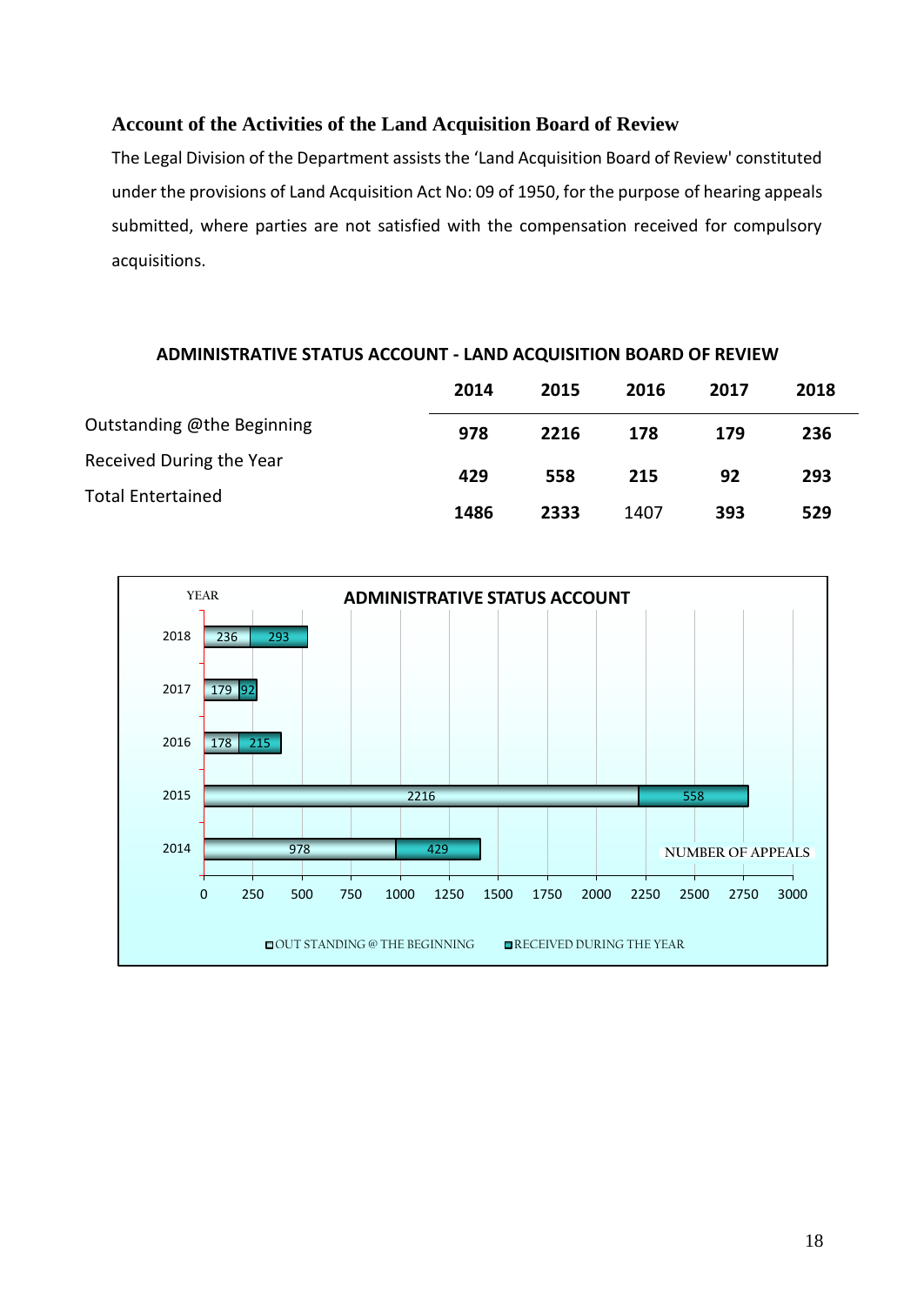### Account of the Activities of the Land Acquisition Board of Review

The Legal Division of the Department assists the 'Land Acquisition Board of Review' constituted under the provisions of Land Acquisition Act No: 09 of 1950, for the purpose of hearing appeals submitted, where parties are not satisfied with the compensation received for compulsory acquisitions.

**ADMINISTRATIVE STATUS ACCOUNT - LAND ACQUISITION BOARD OF REVIEW**

| | 2014 | 2015 | 2016 | 2017 | 2018 |
|---|---|---|---|---|---|
| Outstanding @the Beginning | 978 | 2216 | 178 | 179 | 236 |
| Received During the Year | 429 | 558 | 215 | 92 | 293 |
| Total Entertained | 1486 | 2333 | 1407 | 393 | 529 |

**ADMINISTRATIVE STATUS ACCOUNT**

| YEAR | OUT STANDING @ THE BEGINNING | RECEIVED DURING THE YEAR |
|---|---|---|
| 2018 | 236 | 293 |
| 2017 | 179 | 92 |
| 2016 | 178 | 215 |
| 2015 | 2216 | 558 |
| 2014 | 978 | 429 |

NUMBER OF APPEALS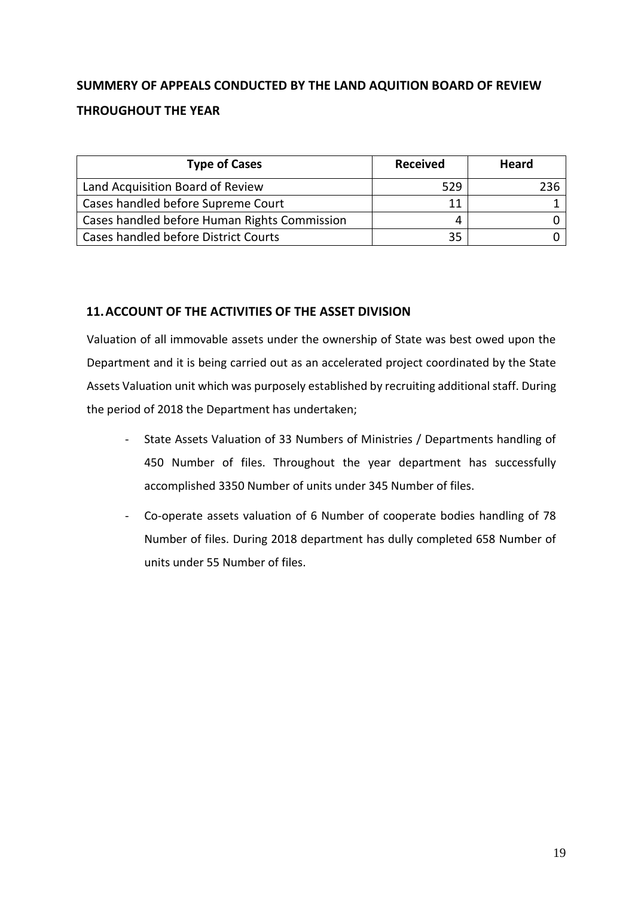## SUMMERY OF APPEALS CONDUCTED BY THE LAND AQUITION BOARD OF REVIEW THROUGHOUT THE YEAR

| Type of Cases | Received | Heard |
|---|---|---|
| Land Acquisition Board of Review | 529 | 236 |
| Cases handled before Supreme Court | 11 | 1 |
| Cases handled before Human Rights Commission | 4 | 0 |
| Cases handled before District Courts | 35 | 0 |

## 11. ACCOUNT OF THE ACTIVITIES OF THE ASSET DIVISION

Valuation of all immovable assets under the ownership of State was best owed upon the Department and it is being carried out as an accelerated project coordinated by the State Assets Valuation unit which was purposely established by recruiting additional staff. During the period of 2018 the Department has undertaken;

- State Assets Valuation of 33 Numbers of Ministries / Departments handling of 450 Number of files. Throughout the year department has successfully accomplished 3350 Number of units under 345 Number of files.
- Co-operate assets valuation of 6 Number of cooperate bodies handling of 78 Number of files. During 2018 department has dully completed 658 Number of units under 55 Number of files.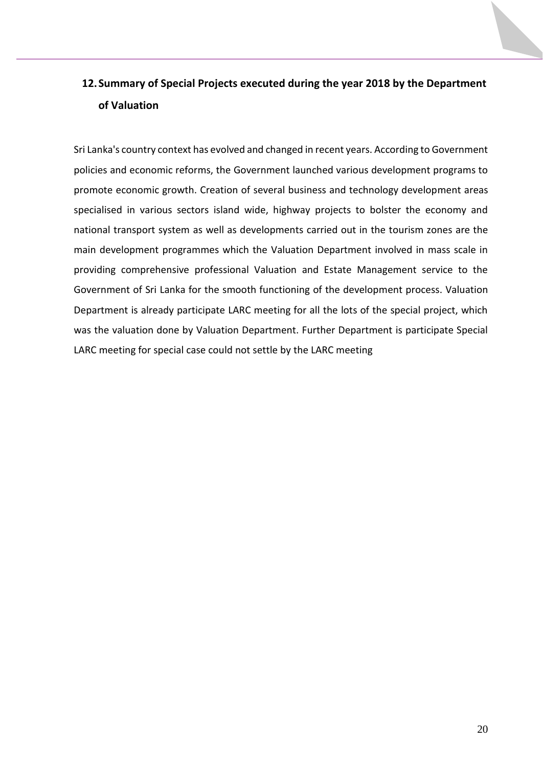## 12. Summary of Special Projects executed during the year 2018 by the Department of Valuation

Sri Lanka's country context has evolved and changed in recent years. According to Government policies and economic reforms, the Government launched various development programs to promote economic growth. Creation of several business and technology development areas specialised in various sectors island wide, highway projects to bolster the economy and national transport system as well as developments carried out in the tourism zones are the main development programmes which the Valuation Department involved in mass scale in providing comprehensive professional Valuation and Estate Management service to the Government of Sri Lanka for the smooth functioning of the development process. Valuation Department is already participate LARC meeting for all the lots of the special project, which was the valuation done by Valuation Department. Further Department is participate Special LARC meeting for special case could not settle by the LARC meeting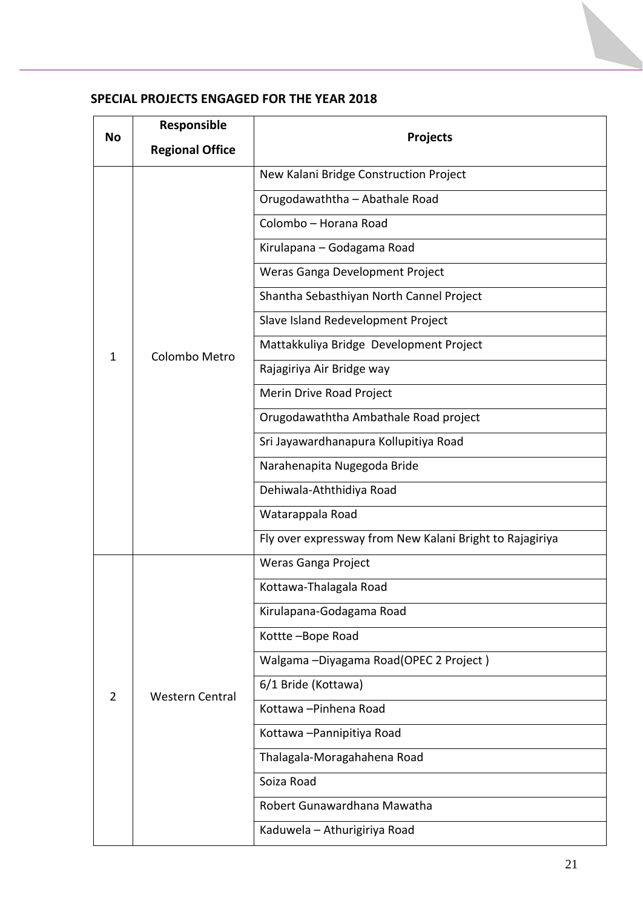**SPECIAL PROJECTS ENGAGED FOR THE YEAR 2018**

| No | Responsible Regional Office | Projects |
|---|---|---|
| 1 | Colombo Metro | New Kalani Bridge Construction Project |
| | | Orugodawaththa – Abathale Road |
| | | Colombo – Horana Road |
| | | Kirulapana – Godagama Road |
| | | Weras Ganga Development Project |
| | | Shantha Sebasthiyan North Cannel Project |
| | | Slave Island Redevelopment Project |
| | | Mattakkuliya Bridge Development Project |
| | | Rajagiriya Air Bridge way |
| | | Merin Drive Road Project |
| | | Orugodawaththa Ambathale Road project |
| | | Sri Jayawardhanapura Kollupitiya Road |
| | | Narahenapita Nugegoda Bride |
| | | Dehiwala-Aththidiya Road |
| | | Watarappala Road |
| | | Fly over expressway from New Kalani Bright to Rajagiriya |
| 2 | Western Central | Weras Ganga Project |
| | | Kottawa-Thalagala Road |
| | | Kirulapana-Godagama Road |
| | | Kottte –Bope Road |
| | | Walgama –Diyagama Road(OPEC 2 Project ) |
| | | 6/1 Bride (Kottawa) |
| | | Kottawa –Pinhena Road |
| | | Kottawa –Pannipitiya Road |
| | | Thalagala-Moragahahena Road |
| | | Soiza Road |
| | | Robert Gunawardhana Mawatha |
| | | Kaduwela – Athurigiriya Road |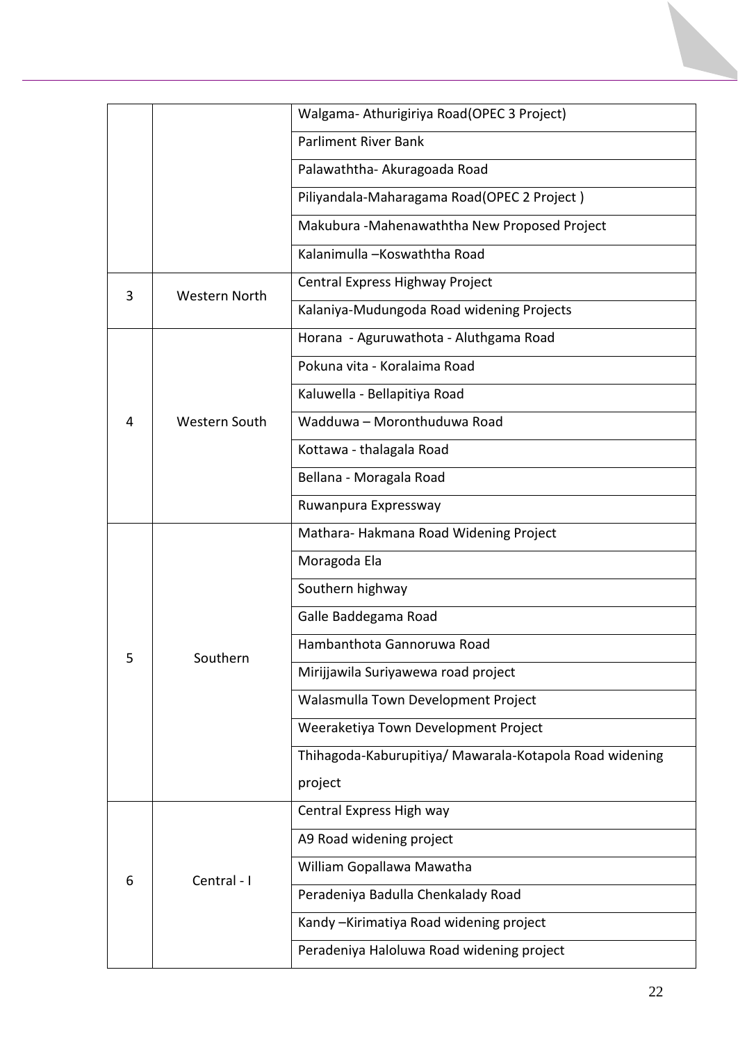| | | |
|---|---|---|
| | | Walgama- Athurigiriya Road(OPEC 3 Project) |
| | | Parliment River Bank |
| | | Palawaththa- Akuragoada Road |
| | | Piliyandala-Maharagama Road(OPEC 2 Project ) |
| | | Makubura -Mahenawaththa New Proposed Project |
| | | Kalanimulla –Koswaththa Road |
| 3 | Western North | Central Express Highway Project |
| | | Kalaniya-Mudungoda Road widening Projects |
| 4 | Western South | Horana - Aguruwathota - Aluthgama Road |
| | | Pokuna vita - Koralaima Road |
| | | Kaluwella - Bellapitiya Road |
| | | Wadduwa – Moronthuduwa Road |
| | | Kottawa - thalagala Road |
| | | Bellana - Moragala Road |
| | | Ruwanpura Expressway |
| 5 | Southern | Mathara- Hakmana Road Widening Project |
| | | Moragoda Ela |
| | | Southern highway |
| | | Galle Baddegama Road |
| | | Hambanthota Gannoruwa Road |
| | | Mirijjawila Suriyawewa road project |
| | | Walasmulla Town Development Project |
| | | Weeraketiya Town Development Project |
| | | Thihagoda-Kaburupitiya/ Mawarala-Kotapola Road widening project |
| 6 | Central - I | Central Express High way |
| | | A9 Road widening project |
| | | William Gopallawa Mawatha |
| | | Peradeniya Badulla Chenkalady Road |
| | | Kandy –Kirimatiya Road widening project |
| | | Peradeniya Haloluwa Road widening project |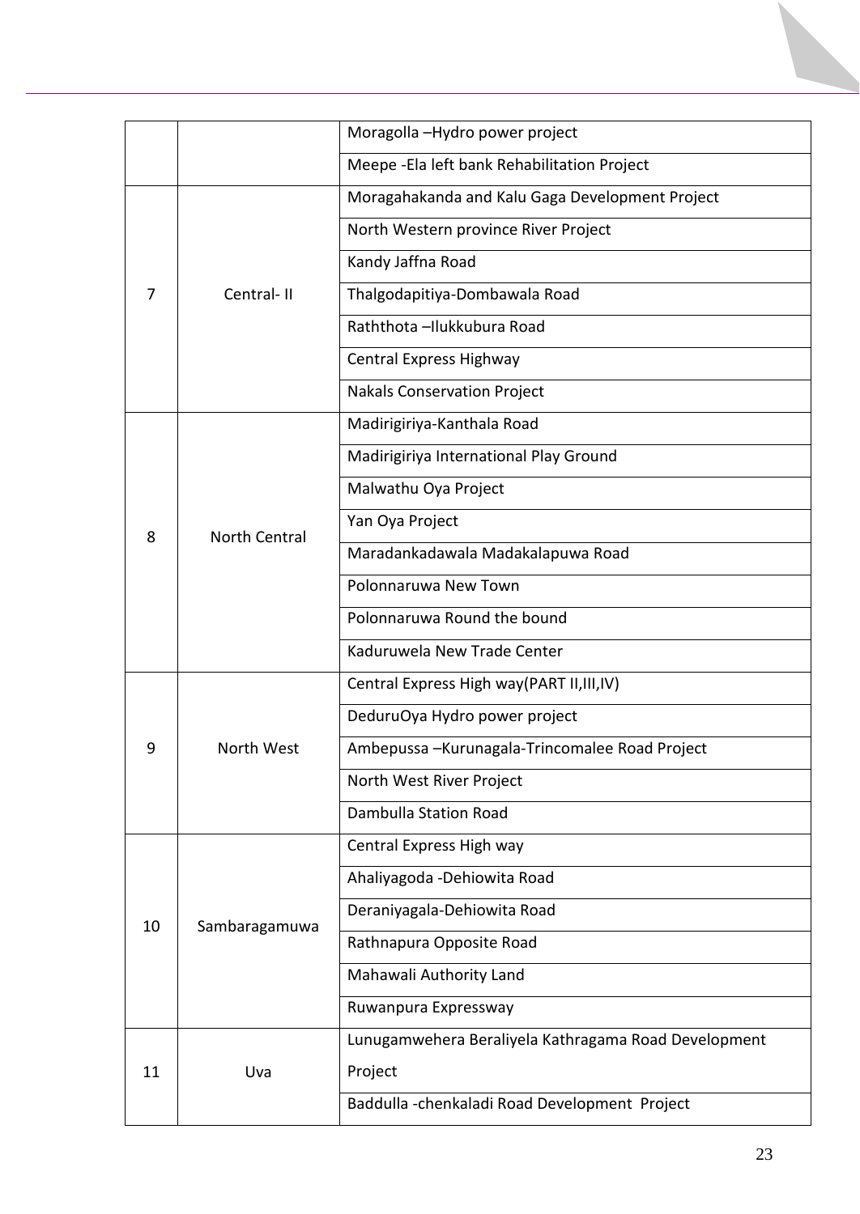| | | |
|---|---|---|
| | | Moragolla –Hydro power project |
| | | Meepe -Ela left bank Rehabilitation Project |
| 7 | Central- II | Moragahakanda and Kalu Gaga Development Project |
| | | North Western province River Project |
| | | Kandy Jaffna Road |
| | | Thalgodapitiya-Dombawala Road |
| | | Raththota –Ilukkubura Road |
| | | Central Express Highway |
| | | Nakals Conservation Project |
| 8 | North Central | Madirigiriya-Kanthala Road |
| | | Madirigiriya International Play Ground |
| | | Malwathu Oya Project |
| | | Yan Oya Project |
| | | Maradankadawala Madakalapuwa Road |
| | | Polonnaruwa New Town |
| | | Polonnaruwa Round the bound |
| | | Kaduruwela New Trade Center |
| 9 | North West | Central Express High way(PART II,III,IV) |
| | | DeduruOya Hydro power project |
| | | Ambepussa –Kurunagala-Trincomalee Road Project |
| | | North West River Project |
| | | Dambulla Station Road |
| 10 | Sambaragamuwa | Central Express High way |
| | | Ahaliyagoda -Dehiowita Road |
| | | Deraniyagala-Dehiowita Road |
| | | Rathnapura Opposite Road |
| | | Mahawali Authority Land |
| | | Ruwanpura Expressway |
| 11 | Uva | Lunugamwehera Beraliyela Kathragama Road Development Project |
| | | Baddulla -chenkaladi Road Development Project |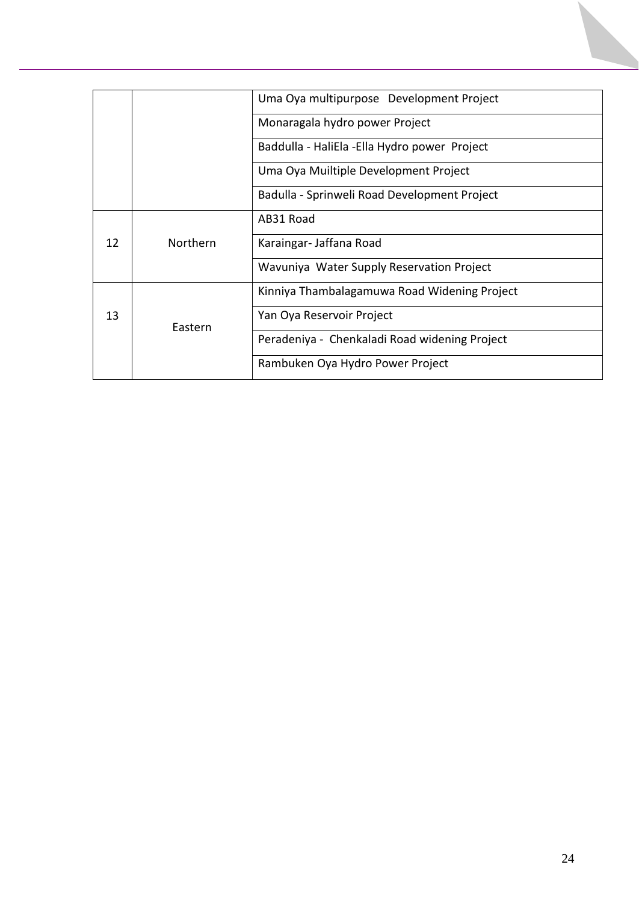| | | |
|---|---|---|
| | | Uma Oya multipurpose Development Project |
| | | Monaragala hydro power Project |
| | | Baddulla - HaliEla -Ella Hydro power Project |
| | | Uma Oya Muiltiple Development Project |
| | | Badulla - Sprinweli Road Development Project |
| 12 | Northern | AB31 Road |
| | | Karaingar- Jaffana Road |
| | | Wavuniya Water Supply Reservation Project |
| 13 | Eastern | Kinniya Thambalagamuwa Road Widening Project |
| | | Yan Oya Reservoir Project |
| | | Peradeniya - Chenkaladi Road widening Project |
| | | Rambuken Oya Hydro Power Project |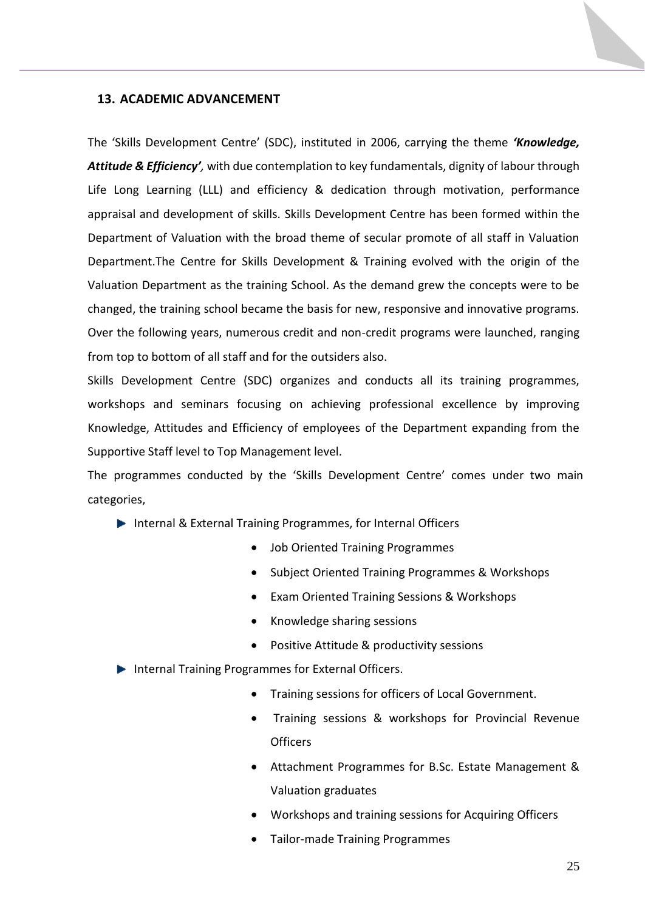## 13. ACADEMIC ADVANCEMENT

The 'Skills Development Centre' (SDC), instituted in 2006, carrying the theme ***'Knowledge, Attitude & Efficiency'***, with due contemplation to key fundamentals, dignity of labour through Life Long Learning (LLL) and efficiency & dedication through motivation, performance appraisal and development of skills. Skills Development Centre has been formed within the Department of Valuation with the broad theme of secular promote of all staff in Valuation Department.The Centre for Skills Development & Training evolved with the origin of the Valuation Department as the training School. As the demand grew the concepts were to be changed, the training school became the basis for new, responsive and innovative programs. Over the following years, numerous credit and non-credit programs were launched, ranging from top to bottom of all staff and for the outsiders also.

Skills Development Centre (SDC) organizes and conducts all its training programmes, workshops and seminars focusing on achieving professional excellence by improving Knowledge, Attitudes and Efficiency of employees of the Department expanding from the Supportive Staff level to Top Management level.

The programmes conducted by the 'Skills Development Centre' comes under two main categories,

- Internal & External Training Programmes, for Internal Officers
  - Job Oriented Training Programmes
  - Subject Oriented Training Programmes & Workshops
  - Exam Oriented Training Sessions & Workshops
  - Knowledge sharing sessions
  - Positive Attitude & productivity sessions
- Internal Training Programmes for External Officers.
  - Training sessions for officers of Local Government.
  - Training sessions & workshops for Provincial Revenue Officers
  - Attachment Programmes for B.Sc. Estate Management & Valuation graduates
  - Workshops and training sessions for Acquiring Officers
  - Tailor-made Training Programmes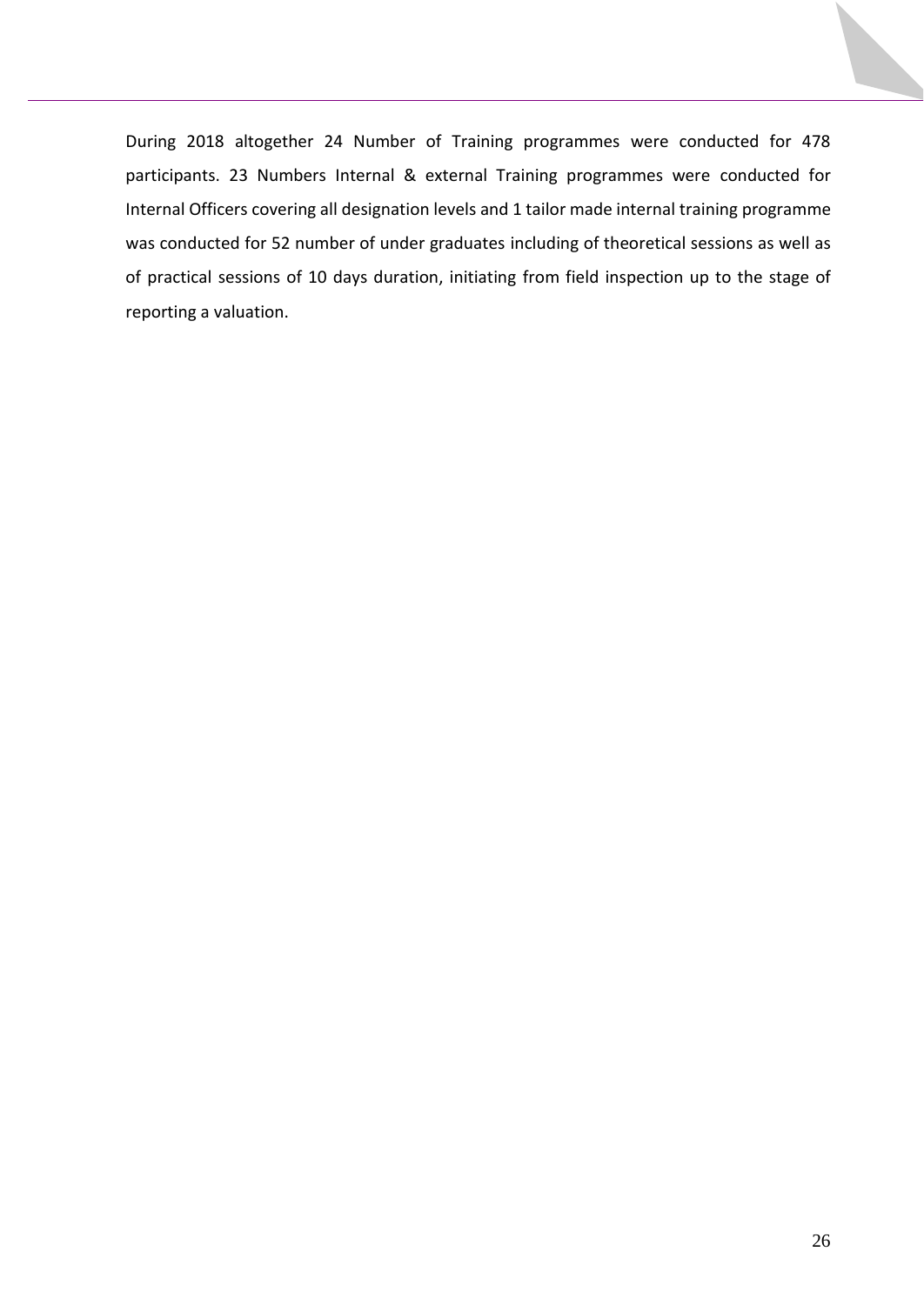During 2018 altogether 24 Number of Training programmes were conducted for 478 participants. 23 Numbers Internal & external Training programmes were conducted for Internal Officers covering all designation levels and 1 tailor made internal training programme was conducted for 52 number of under graduates including of theoretical sessions as well as of practical sessions of 10 days duration, initiating from field inspection up to the stage of reporting a valuation.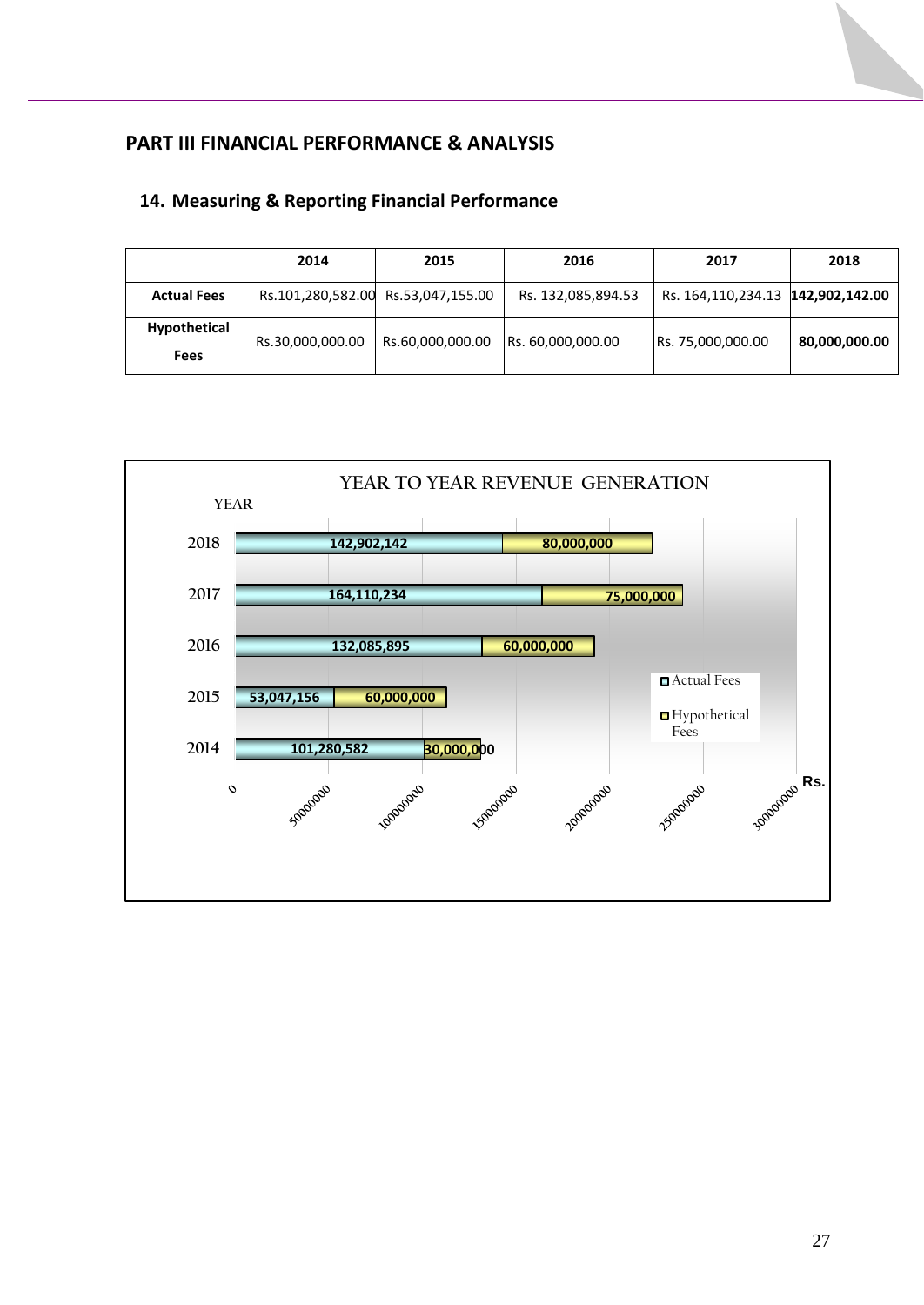# PART III FINANCIAL PERFORMANCE & ANALYSIS

## 14. Measuring & Reporting Financial Performance

| | 2014 | 2015 | 2016 | 2017 | 2018 |
|---|---|---|---|---|---|
| **Actual Fees** | Rs.101,280,582.00 | Rs.53,047,155.00 | Rs. 132,085,894.53 | Rs. 164,110,234.13 | **142,902,142.00** |
| **Hypothetical Fees** | Rs.30,000,000.00 | Rs.60,000,000.00 | Rs. 60,000,000.00 | Rs. 75,000,000.00 | **80,000,000.00** |

YEAR TO YEAR REVENUE GENERATION

| YEAR | Actual Fees | Hypothetical Fees |
|---|---|---|
| 2018 | 142,902,142 | 80,000,000 |
| 2017 | 164,110,234 | 75,000,000 |
| 2016 | 132,085,895 | 60,000,000 |
| 2015 | 53,047,156 | 60,000,000 |
| 2014 | 101,280,582 | 30,000,000 |

Rs.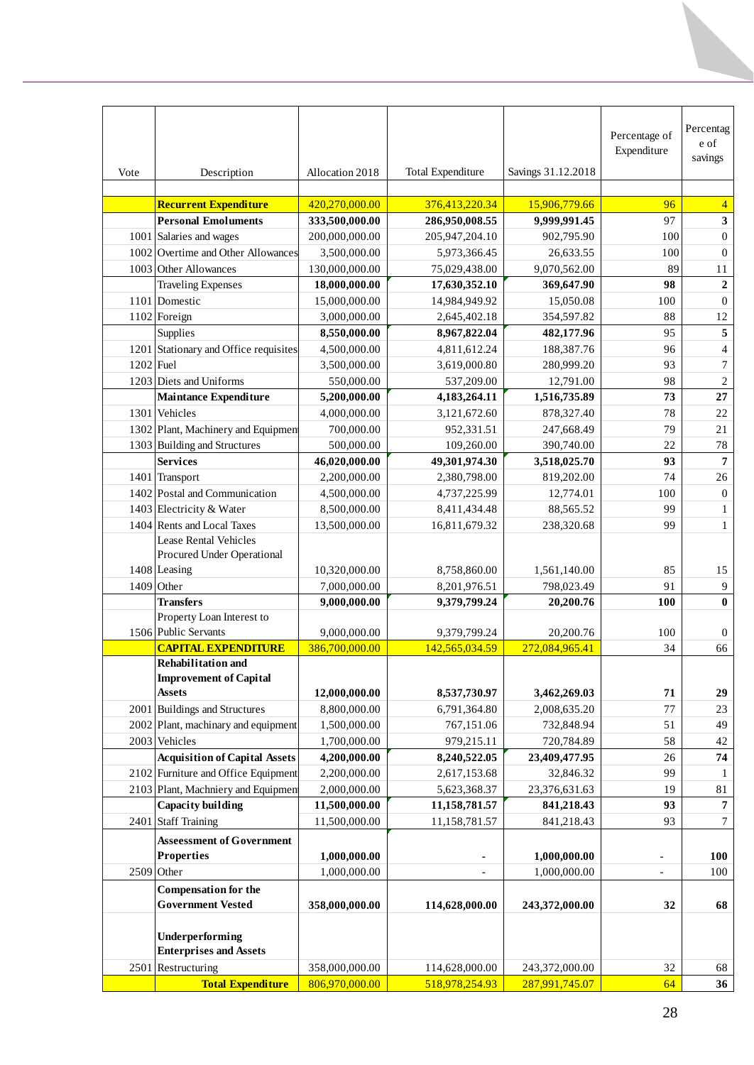| Vote | Description | Allocation 2018 | Total Expenditure | Savings 31.12.2018 | Percentage of Expenditure | Percentage of savings |
|---|---|---|---|---|---|---|
| | **Recurrent Expenditure** | 420,270,000.00 | 376,413,220.34 | 15,906,779.66 | 96 | 4 |
| | **Personal Emoluments** | **333,500,000.00** | **286,950,008.55** | **9,999,991.45** | 97 | **3** |
| 1001 | Salaries and wages | 200,000,000.00 | 205,947,204.10 | 902,795.90 | 100 | 0 |
| 1002 | Overtime and Other Allowances | 3,500,000.00 | 5,973,366.45 | 26,633.55 | 100 | 0 |
| 1003 | Other Allowances | 130,000,000.00 | 75,029,438.00 | 9,070,562.00 | 89 | 11 |
| | Traveling Expenses | **18,000,000.00** | **17,630,352.10** | **369,647.90** | **98** | **2** |
| 1101 | Domestic | 15,000,000.00 | 14,984,949.92 | 15,050.08 | 100 | 0 |
| 1102 | Foreign | 3,000,000.00 | 2,645,402.18 | 354,597.82 | 88 | 12 |
| | Supplies | **8,550,000.00** | **8,967,822.04** | **482,177.96** | 95 | **5** |
| 1201 | Stationary and Office requisites | 4,500,000.00 | 4,811,612.24 | 188,387.76 | 96 | 4 |
| 1202 | Fuel | 3,500,000.00 | 3,619,000.80 | 280,999.20 | 93 | 7 |
| 1203 | Diets and Uniforms | 550,000.00 | 537,209.00 | 12,791.00 | 98 | 2 |
| | **Maintance Expenditure** | **5,200,000.00** | **4,183,264.11** | **1,516,735.89** | **73** | **27** |
| 1301 | Vehicles | 4,000,000.00 | 3,121,672.60 | 878,327.40 | 78 | 22 |
| 1302 | Plant, Machinery and Equipmen | 700,000.00 | 952,331.51 | 247,668.49 | 79 | 21 |
| 1303 | Building and Structures | 500,000.00 | 109,260.00 | 390,740.00 | 22 | 78 |
| | **Services** | **46,020,000.00** | **49,301,974.30** | **3,518,025.70** | **93** | **7** |
| 1401 | Transport | 2,200,000.00 | 2,380,798.00 | 819,202.00 | 74 | 26 |
| 1402 | Postal and Communication | 4,500,000.00 | 4,737,225.99 | 12,774.01 | 100 | 0 |
| 1403 | Electricity & Water | 8,500,000.00 | 8,411,434.48 | 88,565.52 | 99 | 1 |
| 1404 | Rents and Local Taxes | 13,500,000.00 | 16,811,679.32 | 238,320.68 | 99 | 1 |
| 1408 | Lease Rental Vehicles Procured Under Operational Leasing | 10,320,000.00 | 8,758,860.00 | 1,561,140.00 | 85 | 15 |
| 1409 | Other | 7,000,000.00 | 8,201,976.51 | 798,023.49 | 91 | 9 |
| | **Transfers** | **9,000,000.00** | **9,379,799.24** | **20,200.76** | **100** | **0** |
| 1506 | Property Loan Interest to Public Servants | 9,000,000.00 | 9,379,799.24 | 20,200.76 | 100 | 0 |
| | **CAPITAL EXPENDITURE** | 386,700,000.00 | 142,565,034.59 | 272,084,965.41 | 34 | 66 |
| | **Rehabilitation and Improvement of Capital Assets** | **12,000,000.00** | **8,537,730.97** | **3,462,269.03** | **71** | **29** |
| 2001 | Buildings and Structures | 8,800,000.00 | 6,791,364.80 | 2,008,635.20 | 77 | 23 |
| 2002 | Plant, machinary and equipment | 1,500,000.00 | 767,151.06 | 732,848.94 | 51 | 49 |
| 2003 | Vehicles | 1,700,000.00 | 979,215.11 | 720,784.89 | 58 | 42 |
| | **Acquisition of Capital Assets** | **4,200,000.00** | **8,240,522.05** | **23,409,477.95** | 26 | **74** |
| 2102 | Furniture and Office Equipment | 2,200,000.00 | 2,617,153.68 | 32,846.32 | 99 | 1 |
| 2103 | Plant, Machniery and Equipmen | 2,000,000.00 | 5,623,368.37 | 23,376,631.63 | 19 | 81 |
| | **Capacity building** | **11,500,000.00** | **11,158,781.57** | **841,218.43** | **93** | **7** |
| 2401 | Staff Training | 11,500,000.00 | 11,158,781.57 | 841,218.43 | 93 | 7 |
| | **Asseessment of Government Properties** | **1,000,000.00** | **-** | **1,000,000.00** | **-** | **100** |
| 2509 | Other | 1,000,000.00 | - | 1,000,000.00 | - | 100 |
| | **Compensation for the Government Vested** | **358,000,000.00** | **114,628,000.00** | **243,372,000.00** | **32** | **68** |
| | **Underperforming Enterprises and Assets** | | | | | |
| 2501 | Restructuring | 358,000,000.00 | 114,628,000.00 | 243,372,000.00 | 32 | 68 |
| | **Total Expenditure** | 806,970,000.00 | 518,978,254.93 | 287,991,745.07 | 64 | **36** |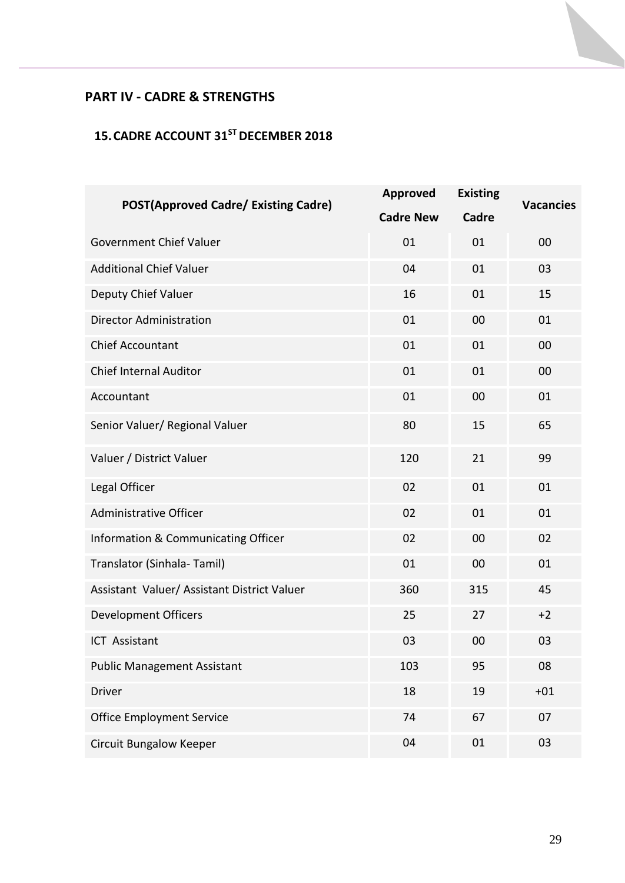## PART IV - CADRE & STRENGTHS

### 15. CADRE ACCOUNT 31[ST] DECEMBER 2018

| POST(Approved Cadre/ Existing Cadre) | Approved Cadre New | Existing Cadre | Vacancies |
|---|---|---|---|
| Government Chief Valuer | 01 | 01 | 00 |
| Additional Chief Valuer | 04 | 01 | 03 |
| Deputy Chief Valuer | 16 | 01 | 15 |
| Director Administration | 01 | 00 | 01 |
| Chief Accountant | 01 | 01 | 00 |
| Chief Internal Auditor | 01 | 01 | 00 |
| Accountant | 01 | 00 | 01 |
| Senior Valuer/ Regional Valuer | 80 | 15 | 65 |
| Valuer / District Valuer | 120 | 21 | 99 |
| Legal Officer | 02 | 01 | 01 |
| Administrative Officer | 02 | 01 | 01 |
| Information & Communicating Officer | 02 | 00 | 02 |
| Translator (Sinhala- Tamil) | 01 | 00 | 01 |
| Assistant Valuer/ Assistant District Valuer | 360 | 315 | 45 |
| Development Officers | 25 | 27 | +2 |
| ICT Assistant | 03 | 00 | 03 |
| Public Management Assistant | 103 | 95 | 08 |
| Driver | 18 | 19 | +01 |
| Office Employment Service | 74 | 67 | 07 |
| Circuit Bungalow Keeper | 04 | 01 | 03 |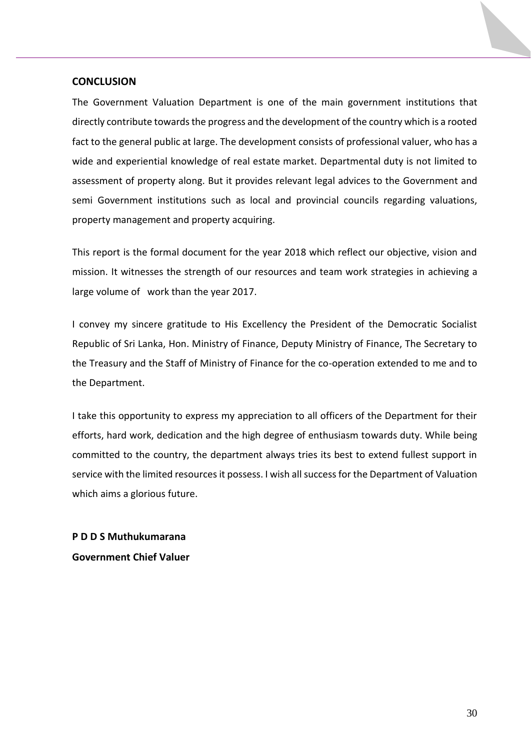## CONCLUSION

The Government Valuation Department is one of the main government institutions that directly contribute towards the progress and the development of the country which is a rooted fact to the general public at large. The development consists of professional valuer, who has a wide and experiential knowledge of real estate market. Departmental duty is not limited to assessment of property along. But it provides relevant legal advices to the Government and semi Government institutions such as local and provincial councils regarding valuations, property management and property acquiring.

This report is the formal document for the year 2018 which reflect our objective, vision and mission. It witnesses the strength of our resources and team work strategies in achieving a large volume of work than the year 2017.

I convey my sincere gratitude to His Excellency the President of the Democratic Socialist Republic of Sri Lanka, Hon. Ministry of Finance, Deputy Ministry of Finance, The Secretary to the Treasury and the Staff of Ministry of Finance for the co-operation extended to me and to the Department.

I take this opportunity to express my appreciation to all officers of the Department for their efforts, hard work, dedication and the high degree of enthusiasm towards duty. While being committed to the country, the department always tries its best to extend fullest support in service with the limited resources it possess. I wish all success for the Department of Valuation which aims a glorious future.

**P D D S Muthukumarana**

**Government Chief Valuer**